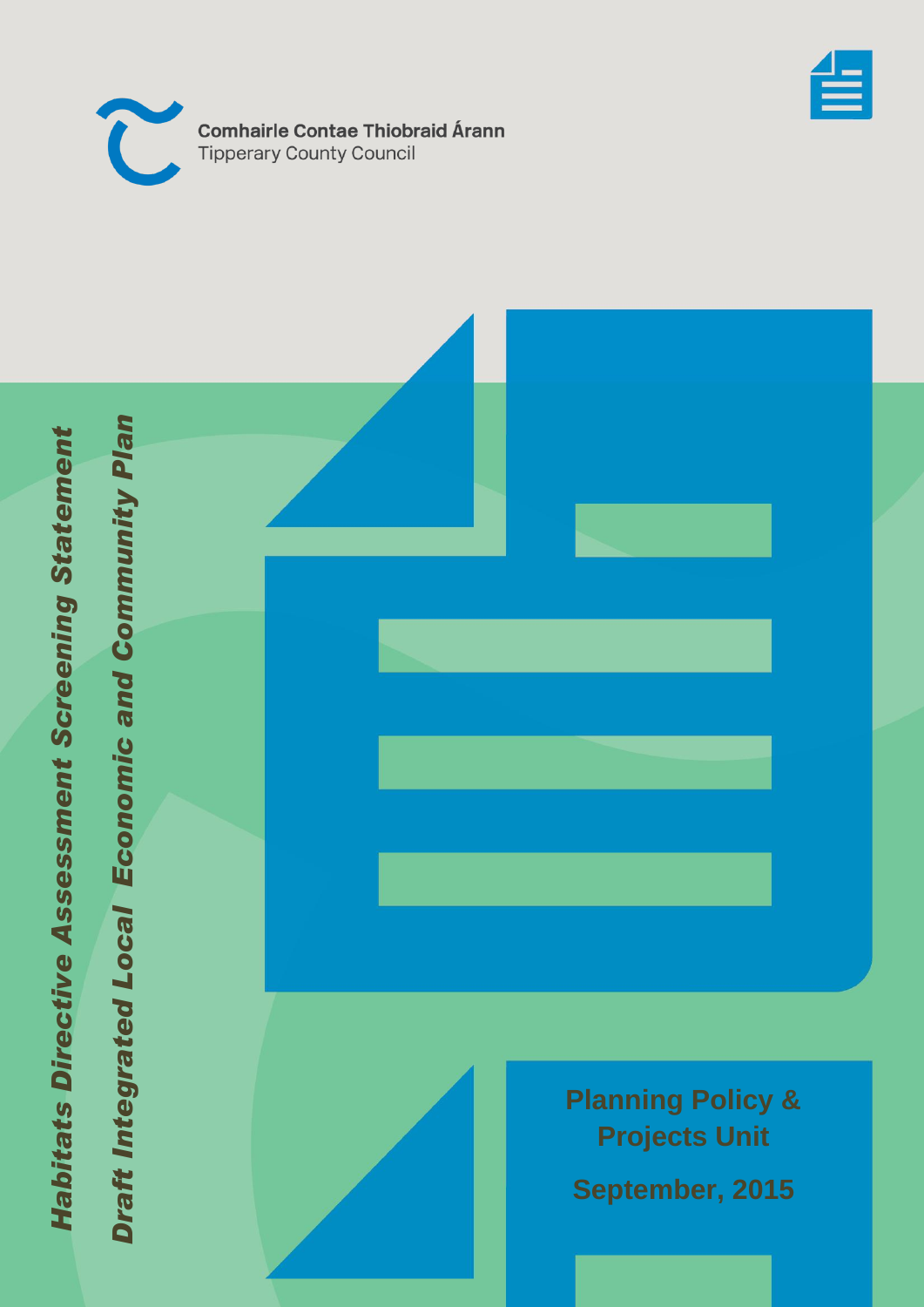Comhairle Contae Thiobraid Árann
Tipperary County Council

# Habitats Directive Assessment Screening Statement

## Draft Integrated Local Economic and Community Plan

**Planning Policy & Projects Unit**

**September, 2015**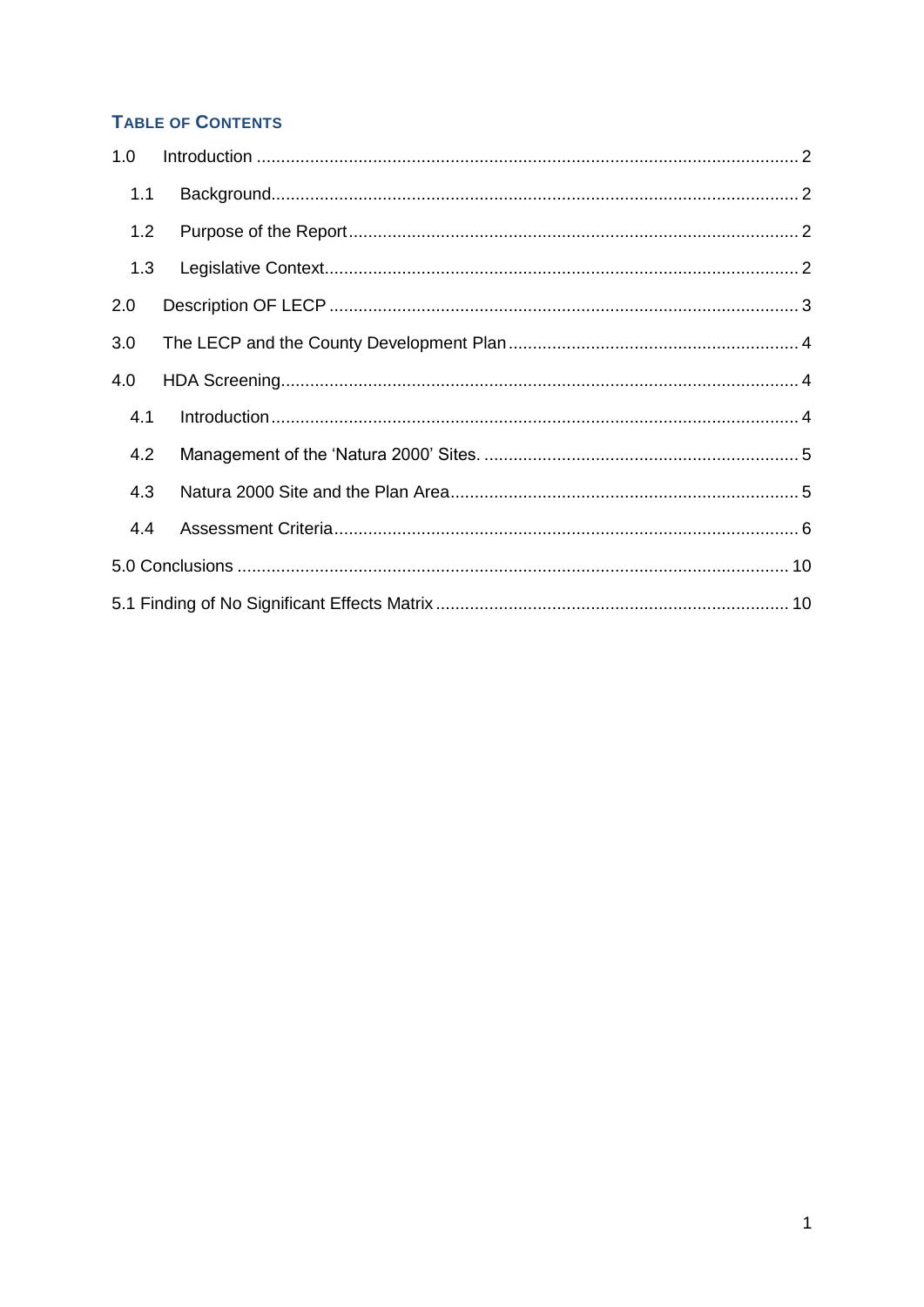## Table of Contents

1.0 Introduction ........................................................................................................... 2

  1.1 Background......................................................................................................... 2

  1.2 Purpose of the Report ......................................................................................... 2

  1.3 Legislative Context............................................................................................. 2

2.0 Description OF LECP ............................................................................................ 3

3.0 The LECP and the County Development Plan ........................................................ 4

4.0 HDA Screening...................................................................................................... 4

  4.1 Introduction ........................................................................................................ 4

  4.2 Management of the 'Natura 2000' Sites. .............................................................. 5

  4.3 Natura 2000 Site and the Plan Area.................................................................... 5

  4.4 Assessment Criteria ............................................................................................ 6

5.0 Conclusions ......................................................................................................... 10

5.1 Finding of No Significant Effects Matrix ................................................................ 10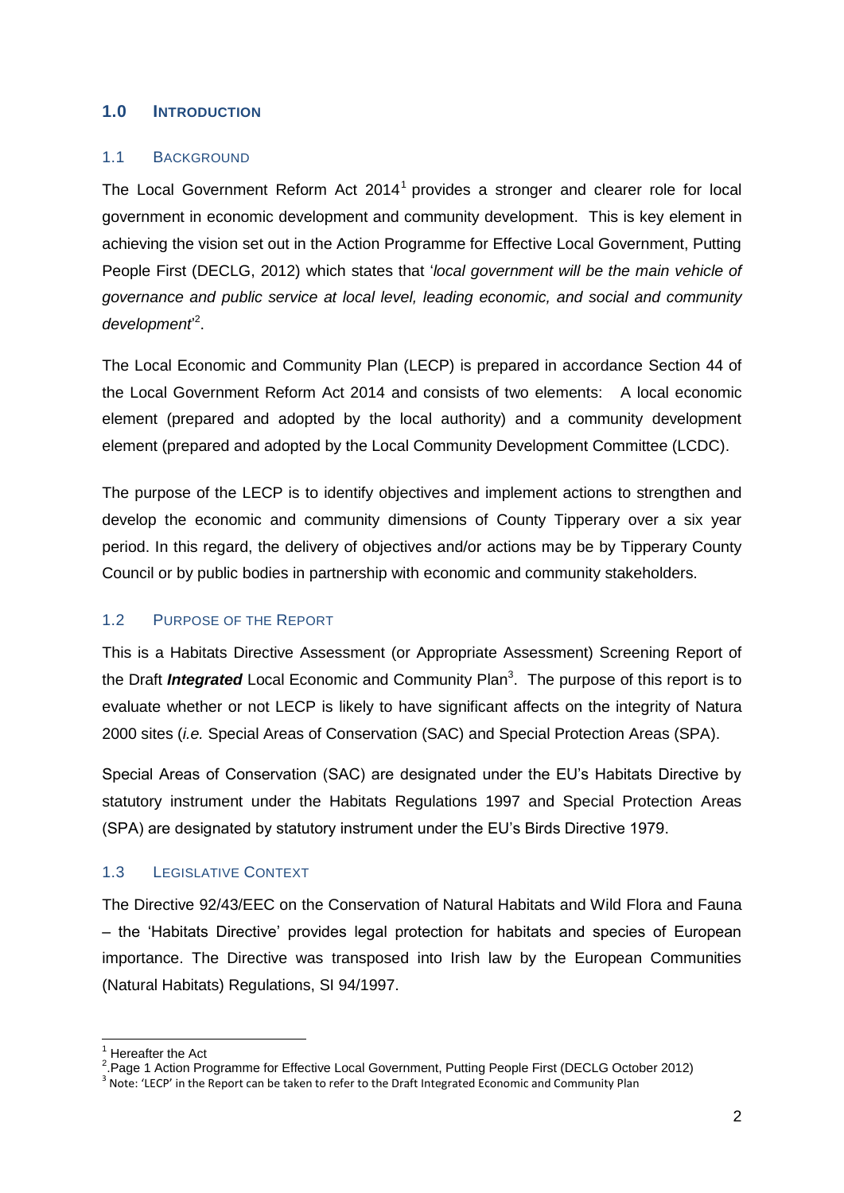# 1.0 INTRODUCTION

## 1.1 BACKGROUND

The Local Government Reform Act 2014[1] provides a stronger and clearer role for local government in economic development and community development. This is key element in achieving the vision set out in the Action Programme for Effective Local Government, Putting People First (DECLG, 2012) which states that '*local government will be the main vehicle of governance and public service at local level, leading economic, and social and community development*'[2].

The Local Economic and Community Plan (LECP) is prepared in accordance Section 44 of the Local Government Reform Act 2014 and consists of two elements: A local economic element (prepared and adopted by the local authority) and a community development element (prepared and adopted by the Local Community Development Committee (LCDC).

The purpose of the LECP is to identify objectives and implement actions to strengthen and develop the economic and community dimensions of County Tipperary over a six year period. In this regard, the delivery of objectives and/or actions may be by Tipperary County Council or by public bodies in partnership with economic and community stakeholders.

## 1.2 PURPOSE OF THE REPORT

This is a Habitats Directive Assessment (or Appropriate Assessment) Screening Report of the Draft ***Integrated*** Local Economic and Community Plan[3]. The purpose of this report is to evaluate whether or not LECP is likely to have significant affects on the integrity of Natura 2000 sites (*i.e.* Special Areas of Conservation (SAC) and Special Protection Areas (SPA).

Special Areas of Conservation (SAC) are designated under the EU's Habitats Directive by statutory instrument under the Habitats Regulations 1997 and Special Protection Areas (SPA) are designated by statutory instrument under the EU's Birds Directive 1979.

## 1.3 LEGISLATIVE CONTEXT

The Directive 92/43/EEC on the Conservation of Natural Habitats and Wild Flora and Fauna – the 'Habitats Directive' provides legal protection for habitats and species of European importance. The Directive was transposed into Irish law by the European Communities (Natural Habitats) Regulations, SI 94/1997.

---

[1] Hereafter the Act

[2] Page 1 Action Programme for Effective Local Government, Putting People First (DECLG October 2012)

[3] Note: 'LECP' in the Report can be taken to refer to the Draft Integrated Economic and Community Plan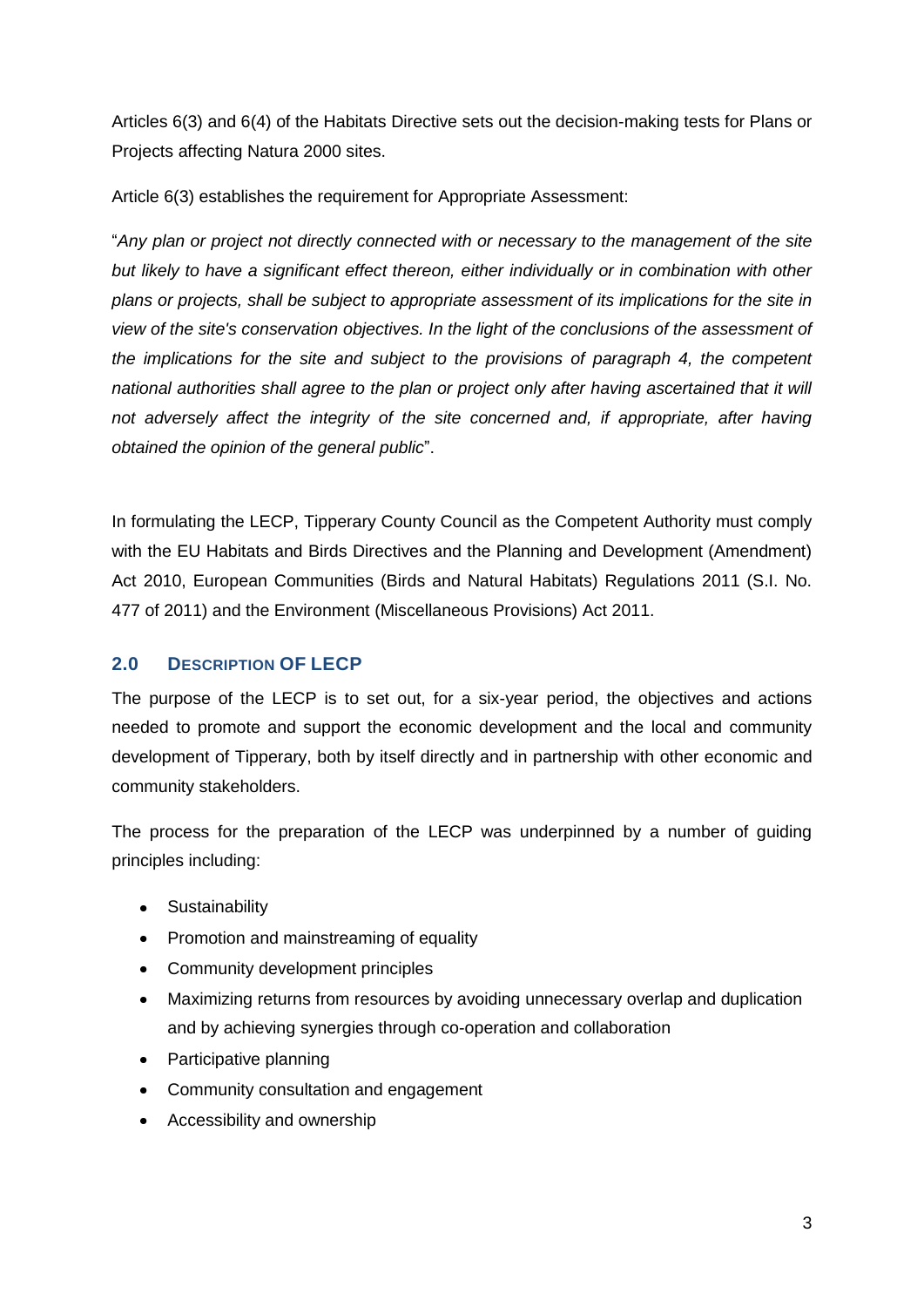Articles 6(3) and 6(4) of the Habitats Directive sets out the decision-making tests for Plans or Projects affecting Natura 2000 sites.

Article 6(3) establishes the requirement for Appropriate Assessment:

"*Any plan or project not directly connected with or necessary to the management of the site but likely to have a significant effect thereon, either individually or in combination with other plans or projects, shall be subject to appropriate assessment of its implications for the site in view of the site's conservation objectives. In the light of the conclusions of the assessment of the implications for the site and subject to the provisions of paragraph 4, the competent national authorities shall agree to the plan or project only after having ascertained that it will not adversely affect the integrity of the site concerned and, if appropriate, after having obtained the opinion of the general public*".

In formulating the LECP, Tipperary County Council as the Competent Authority must comply with the EU Habitats and Birds Directives and the Planning and Development (Amendment) Act 2010, European Communities (Birds and Natural Habitats) Regulations 2011 (S.I. No. 477 of 2011) and the Environment (Miscellaneous Provisions) Act 2011.

## 2.0 DESCRIPTION OF LECP

The purpose of the LECP is to set out, for a six-year period, the objectives and actions needed to promote and support the economic development and the local and community development of Tipperary, both by itself directly and in partnership with other economic and community stakeholders.

The process for the preparation of the LECP was underpinned by a number of guiding principles including:

- Sustainability
- Promotion and mainstreaming of equality
- Community development principles
- Maximizing returns from resources by avoiding unnecessary overlap and duplication and by achieving synergies through co-operation and collaboration
- Participative planning
- Community consultation and engagement
- Accessibility and ownership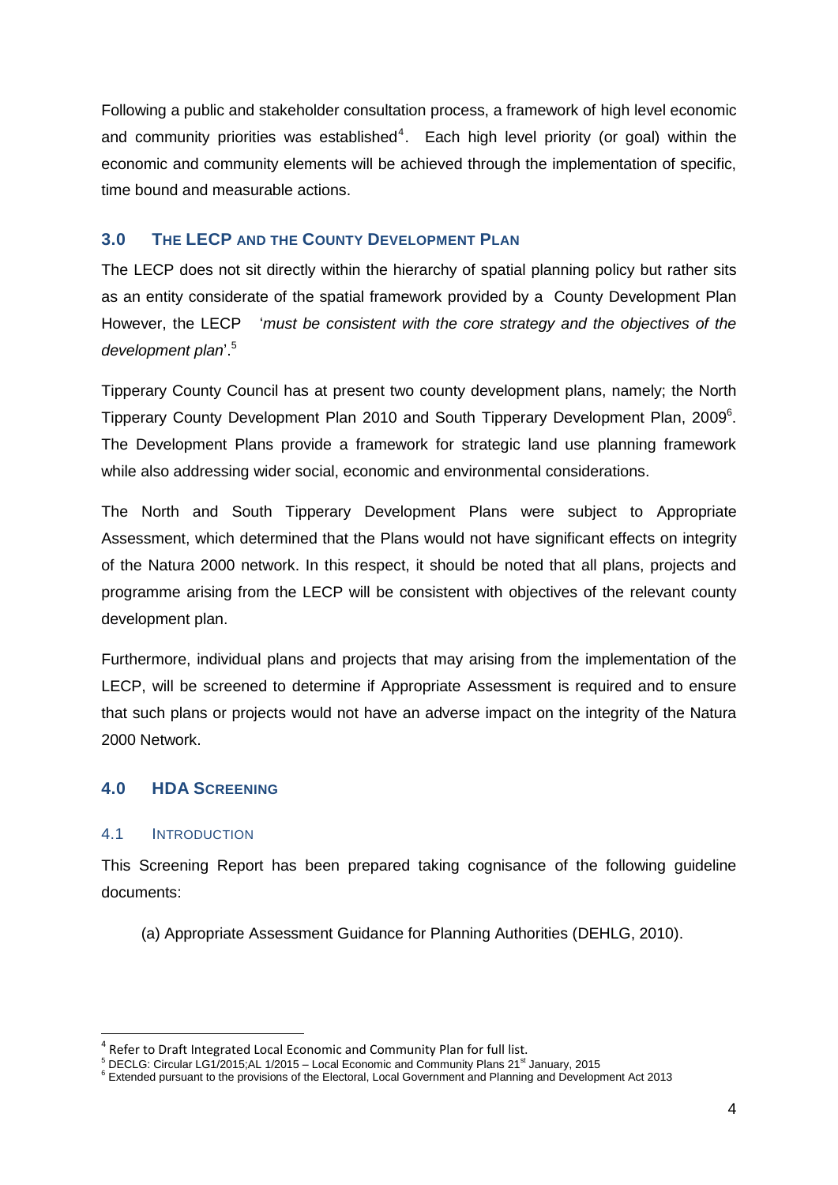Following a public and stakeholder consultation process, a framework of high level economic and community priorities was established[4]. Each high level priority (or goal) within the economic and community elements will be achieved through the implementation of specific, time bound and measurable actions.

## 3.0 THE LECP AND THE COUNTY DEVELOPMENT PLAN

The LECP does not sit directly within the hierarchy of spatial planning policy but rather sits as an entity considerate of the spatial framework provided by a County Development Plan However, the LECP '*must be consistent with the core strategy and the objectives of the development plan*'.[5]

Tipperary County Council has at present two county development plans, namely; the North Tipperary County Development Plan 2010 and South Tipperary Development Plan, 2009[6]. The Development Plans provide a framework for strategic land use planning framework while also addressing wider social, economic and environmental considerations.

The North and South Tipperary Development Plans were subject to Appropriate Assessment, which determined that the Plans would not have significant effects on integrity of the Natura 2000 network. In this respect, it should be noted that all plans, projects and programme arising from the LECP will be consistent with objectives of the relevant county development plan.

Furthermore, individual plans and projects that may arising from the implementation of the LECP, will be screened to determine if Appropriate Assessment is required and to ensure that such plans or projects would not have an adverse impact on the integrity of the Natura 2000 Network.

## 4.0 HDA SCREENING

### 4.1 INTRODUCTION

This Screening Report has been prepared taking cognisance of the following guideline documents:

(a) Appropriate Assessment Guidance for Planning Authorities (DEHLG, 2010).

---

[4] Refer to Draft Integrated Local Economic and Community Plan for full list.

[5] DECLG: Circular LG1/2015;AL 1/2015 – Local Economic and Community Plans 21st January, 2015

[6] Extended pursuant to the provisions of the Electoral, Local Government and Planning and Development Act 2013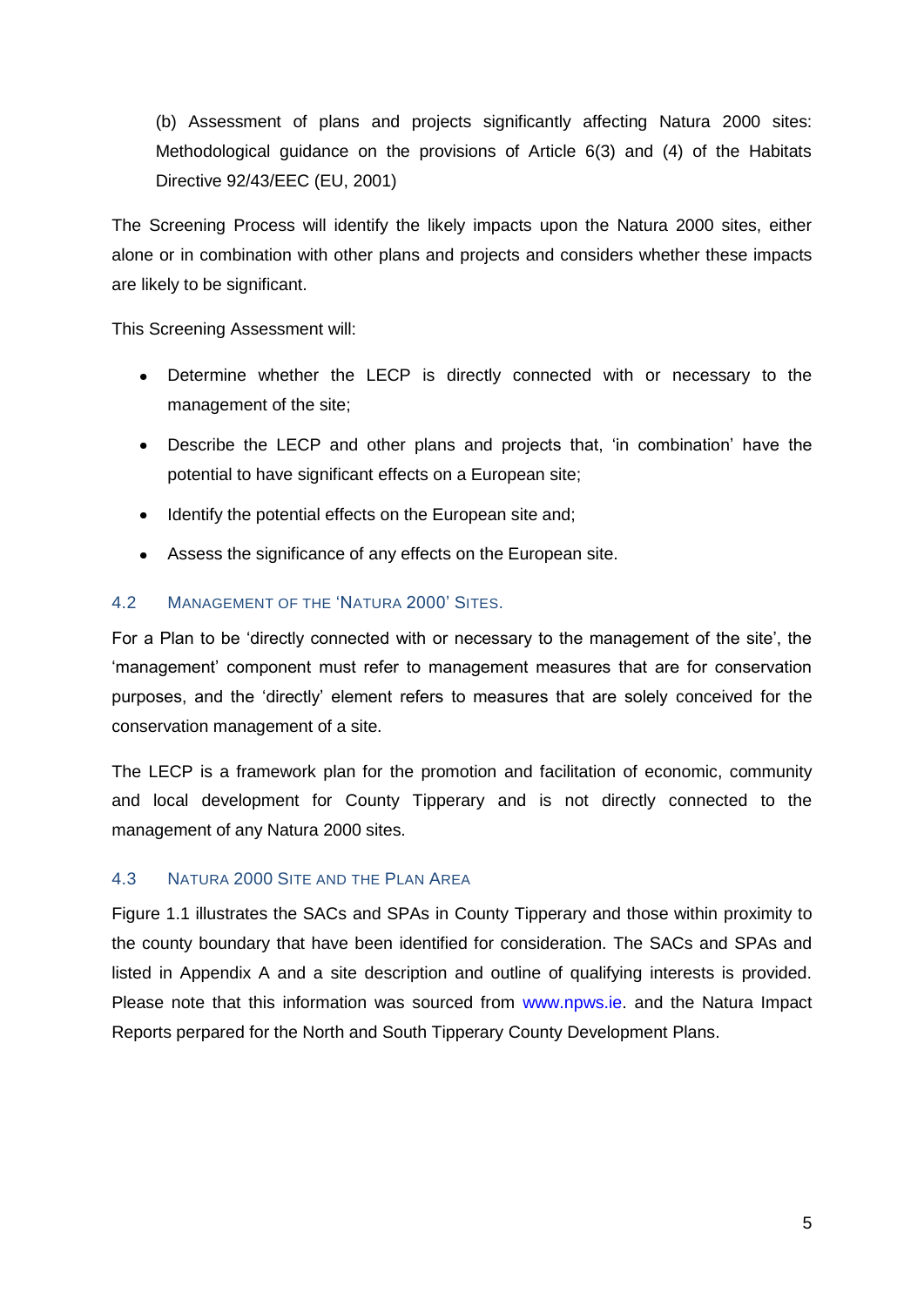(b) Assessment of plans and projects significantly affecting Natura 2000 sites: Methodological guidance on the provisions of Article 6(3) and (4) of the Habitats Directive 92/43/EEC (EU, 2001)

The Screening Process will identify the likely impacts upon the Natura 2000 sites, either alone or in combination with other plans and projects and considers whether these impacts are likely to be significant.

This Screening Assessment will:

- Determine whether the LECP is directly connected with or necessary to the management of the site;
- Describe the LECP and other plans and projects that, 'in combination' have the potential to have significant effects on a European site;
- Identify the potential effects on the European site and;
- Assess the significance of any effects on the European site.

### 4.2 Management of the 'Natura 2000' Sites.

For a Plan to be 'directly connected with or necessary to the management of the site', the 'management' component must refer to management measures that are for conservation purposes, and the 'directly' element refers to measures that are solely conceived for the conservation management of a site.

The LECP is a framework plan for the promotion and facilitation of economic, community and local development for County Tipperary and is not directly connected to the management of any Natura 2000 sites.

### 4.3 Natura 2000 Site and the Plan Area

Figure 1.1 illustrates the SACs and SPAs in County Tipperary and those within proximity to the county boundary that have been identified for consideration. The SACs and SPAs and listed in Appendix A and a site description and outline of qualifying interests is provided. Please note that this information was sourced from www.npws.ie. and the Natura Impact Reports perpared for the North and South Tipperary County Development Plans.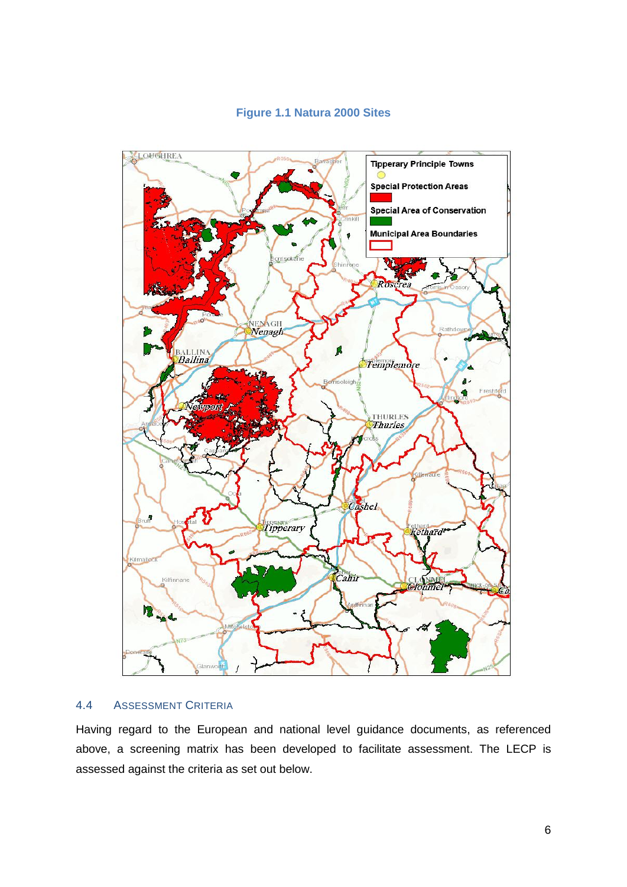**Figure 1.1 Natura 2000 Sites**

## 4.4 ASSESSMENT CRITERIA

Having regard to the European and national level guidance documents, as referenced above, a screening matrix has been developed to facilitate assessment. The LECP is assessed against the criteria as set out below.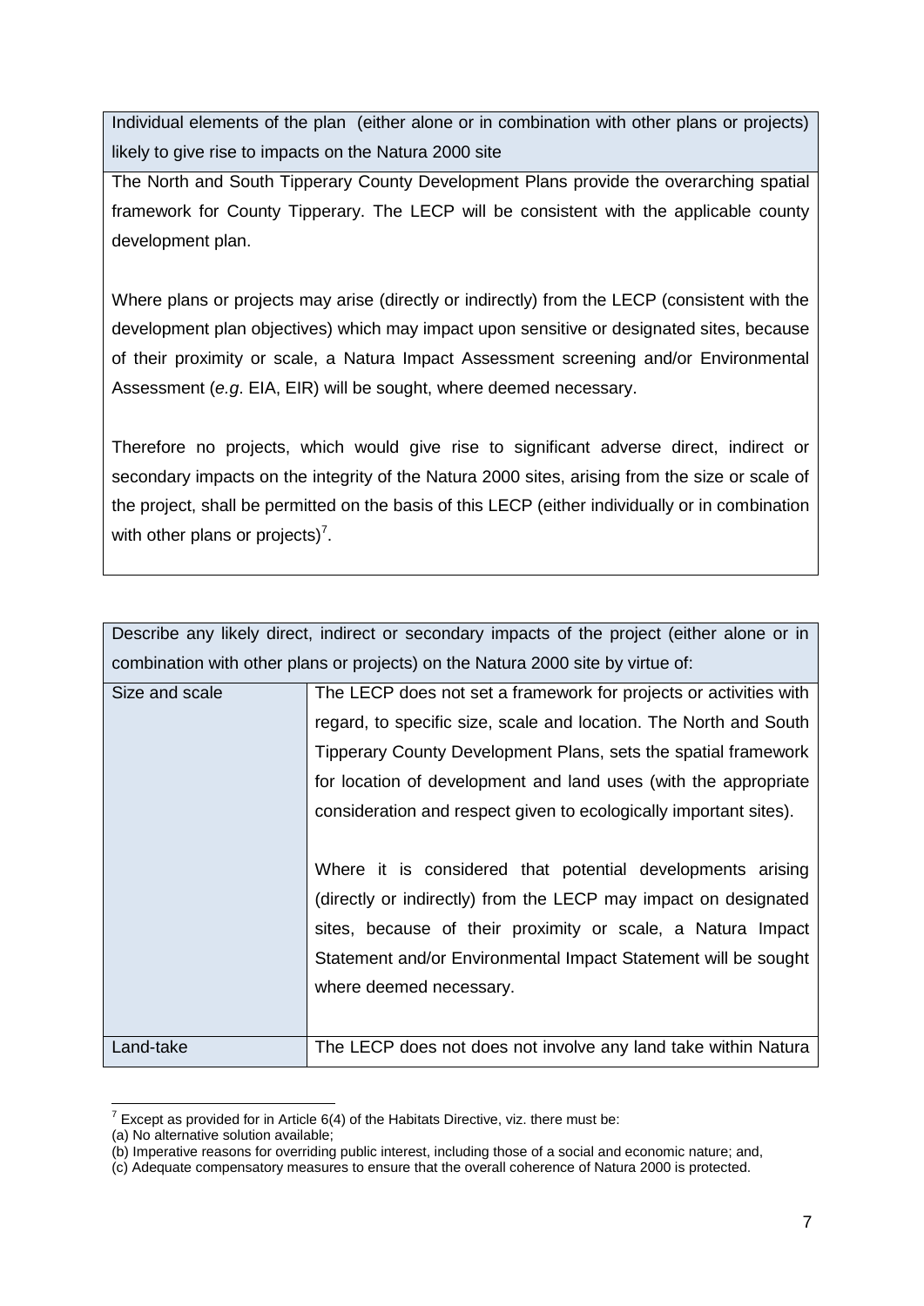| Individual elements of the plan (either alone or in combination with other plans or projects) likely to give rise to impacts on the Natura 2000 site |
|---|
| The North and South Tipperary County Development Plans provide the overarching spatial framework for County Tipperary. The LECP will be consistent with the applicable county development plan.<br><br>Where plans or projects may arise (directly or indirectly) from the LECP (consistent with the development plan objectives) which may impact upon sensitive or designated sites, because of their proximity or scale, a Natura Impact Assessment screening and/or Environmental Assessment (*e.g*. EIA, EIR) will be sought, where deemed necessary.<br><br>Therefore no projects, which would give rise to significant adverse direct, indirect or secondary impacts on the integrity of the Natura 2000 sites, arising from the size or scale of the project, shall be permitted on the basis of this LECP (either individually or in combination with other plans or projects)[7]. |

| Describe any likely direct, indirect or secondary impacts of the project (either alone or in combination with other plans or projects) on the Natura 2000 site by virtue of: | |
|---|---|
| Size and scale | The LECP does not set a framework for projects or activities with regard, to specific size, scale and location. The North and South Tipperary County Development Plans, sets the spatial framework for location of development and land uses (with the appropriate consideration and respect given to ecologically important sites).<br><br>Where it is considered that potential developments arising (directly or indirectly) from the LECP may impact on designated sites, because of their proximity or scale, a Natura Impact Statement and/or Environmental Impact Statement will be sought where deemed necessary. |
| Land-take | The LECP does not does not involve any land take within Natura |

[7] Except as provided for in Article 6(4) of the Habitats Directive, viz. there must be:
(a) No alternative solution available;
(b) Imperative reasons for overriding public interest, including those of a social and economic nature; and,
(c) Adequate compensatory measures to ensure that the overall coherence of Natura 2000 is protected.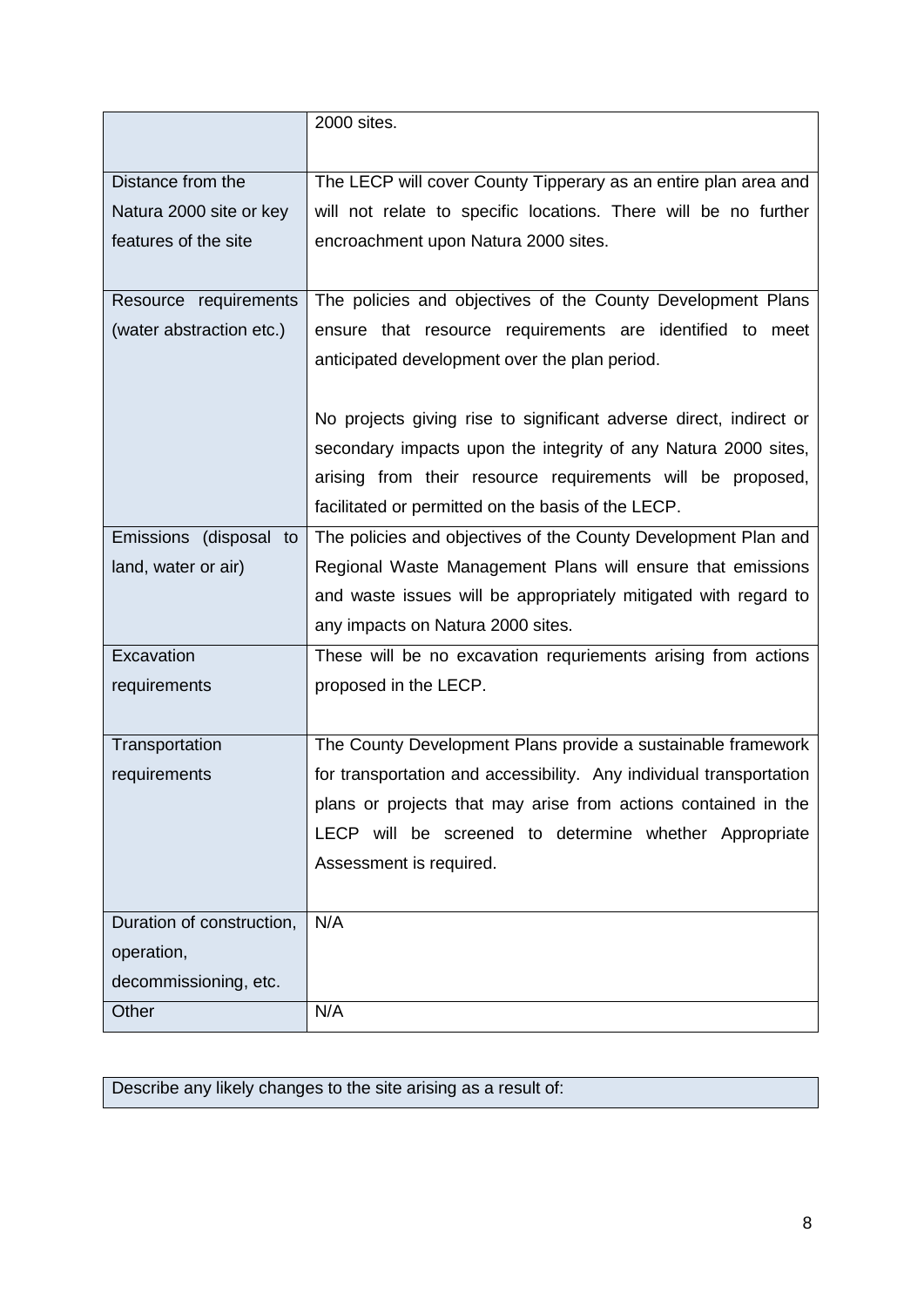| | |
|---|---|
| | 2000 sites. |
| Distance from the Natura 2000 site or key features of the site | The LECP will cover County Tipperary as an entire plan area and will not relate to specific locations. There will be no further encroachment upon Natura 2000 sites. |
| Resource requirements (water abstraction etc.) | The policies and objectives of the County Development Plans ensure that resource requirements are identified to meet anticipated development over the plan period.<br><br>No projects giving rise to significant adverse direct, indirect or secondary impacts upon the integrity of any Natura 2000 sites, arising from their resource requirements will be proposed, facilitated or permitted on the basis of the LECP. |
| Emissions (disposal to land, water or air) | The policies and objectives of the County Development Plan and Regional Waste Management Plans will ensure that emissions and waste issues will be appropriately mitigated with regard to any impacts on Natura 2000 sites. |
| Excavation requirements | These will be no excavation requriements arising from actions proposed in the LECP. |
| Transportation requirements | The County Development Plans provide a sustainable framework for transportation and accessibility. Any individual transportation plans or projects that may arise from actions contained in the LECP will be screened to determine whether Appropriate Assessment is required. |
| Duration of construction, operation, decommissioning, etc. | N/A |
| Other | N/A |

| Describe any likely changes to the site arising as a result of: |
|---|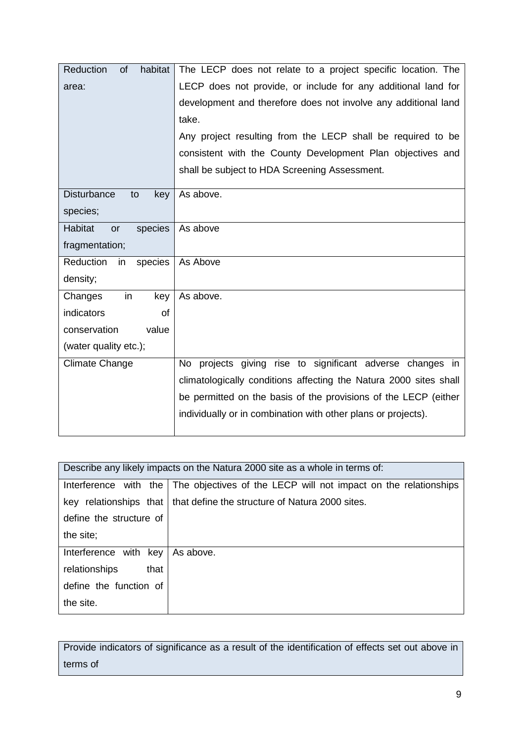| Reduction of habitat area: | The LECP does not relate to a project specific location. The LECP does not provide, or include for any additional land for development and therefore does not involve any additional land take.<br>Any project resulting from the LECP shall be required to be consistent with the County Development Plan objectives and shall be subject to HDA Screening Assessment. |
|---|---|
| Disturbance to key species; | As above. |
| Habitat or species fragmentation; | As above |
| Reduction in species density; | As Above |
| Changes in key indicators of conservation value (water quality etc.); | As above. |
| Climate Change | No projects giving rise to significant adverse changes in climatologically conditions affecting the Natura 2000 sites shall be permitted on the basis of the provisions of the LECP (either individually or in combination with other plans or projects). |

| Describe any likely impacts on the Natura 2000 site as a whole in terms of: | |
|---|---|
| Interference with the key relationships that define the structure of the site; | The objectives of the LECP will not impact on the relationships that define the structure of Natura 2000 sites. |
| Interference with key relationships that define the function of the site. | As above. |

| Provide indicators of significance as a result of the identification of effects set out above in terms of |
|---|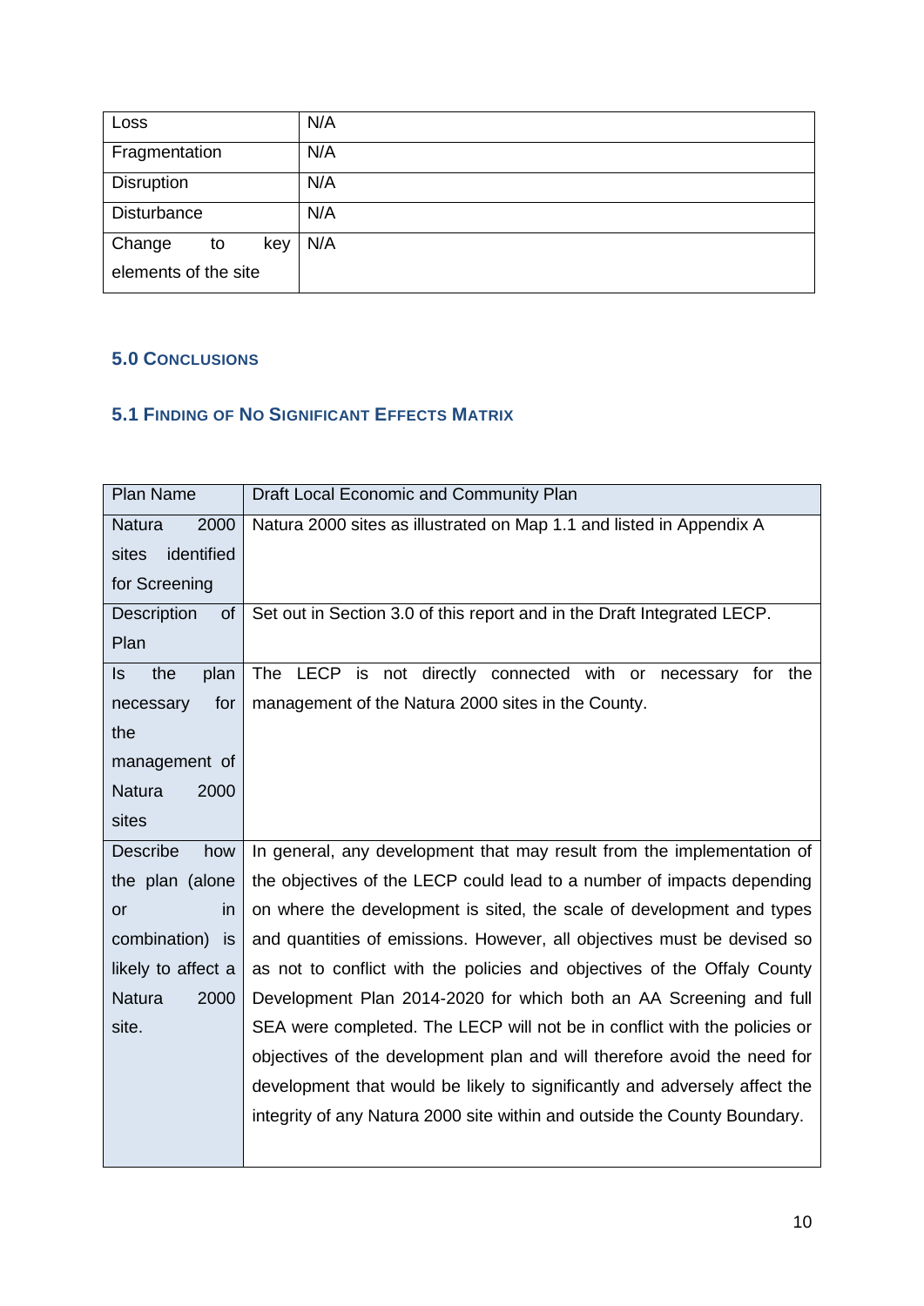| | |
|---|---|
| Loss | N/A |
| Fragmentation | N/A |
| Disruption | N/A |
| Disturbance | N/A |
| Change to key elements of the site | N/A |

## 5.0 Conclusions

### 5.1 Finding of No Significant Effects Matrix

| Plan Name | Draft Local Economic and Community Plan |
|---|---|
| Natura 2000 sites identified for Screening | Natura 2000 sites as illustrated on Map 1.1 and listed in Appendix A |
| Description of Plan | Set out in Section 3.0 of this report and in the Draft Integrated LECP. |
| Is the plan necessary for the management of Natura 2000 sites | The LECP is not directly connected with or necessary for the management of the Natura 2000 sites in the County. |
| Describe how the plan (alone or in combination) is likely to affect a Natura 2000 site. | In general, any development that may result from the implementation of the objectives of the LECP could lead to a number of impacts depending on where the development is sited, the scale of development and types and quantities of emissions. However, all objectives must be devised so as not to conflict with the policies and objectives of the Offaly County Development Plan 2014-2020 for which both an AA Screening and full SEA were completed. The LECP will not be in conflict with the policies or objectives of the development plan and will therefore avoid the need for development that would be likely to significantly and adversely affect the integrity of any Natura 2000 site within and outside the County Boundary. |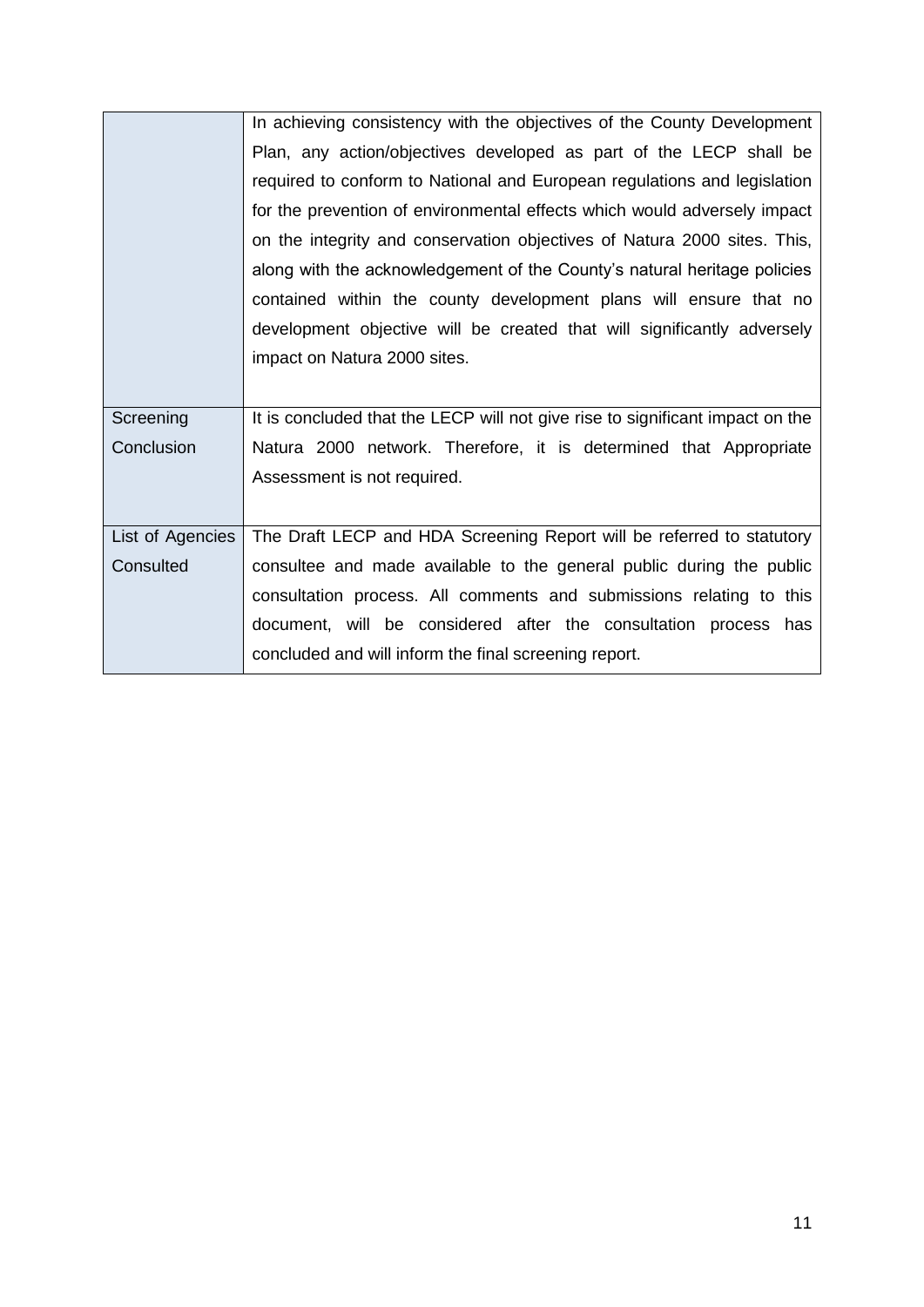|  |  |
|---|---|
|  | In achieving consistency with the objectives of the County Development Plan, any action/objectives developed as part of the LECP shall be required to conform to National and European regulations and legislation for the prevention of environmental effects which would adversely impact on the integrity and conservation objectives of Natura 2000 sites. This, along with the acknowledgement of the County's natural heritage policies contained within the county development plans will ensure that no development objective will be created that will significantly adversely impact on Natura 2000 sites. |
| Screening Conclusion | It is concluded that the LECP will not give rise to significant impact on the Natura 2000 network. Therefore, it is determined that Appropriate Assessment is not required. |
| List of Agencies Consulted | The Draft LECP and HDA Screening Report will be referred to statutory consultee and made available to the general public during the public consultation process. All comments and submissions relating to this document, will be considered after the consultation process has concluded and will inform the final screening report. |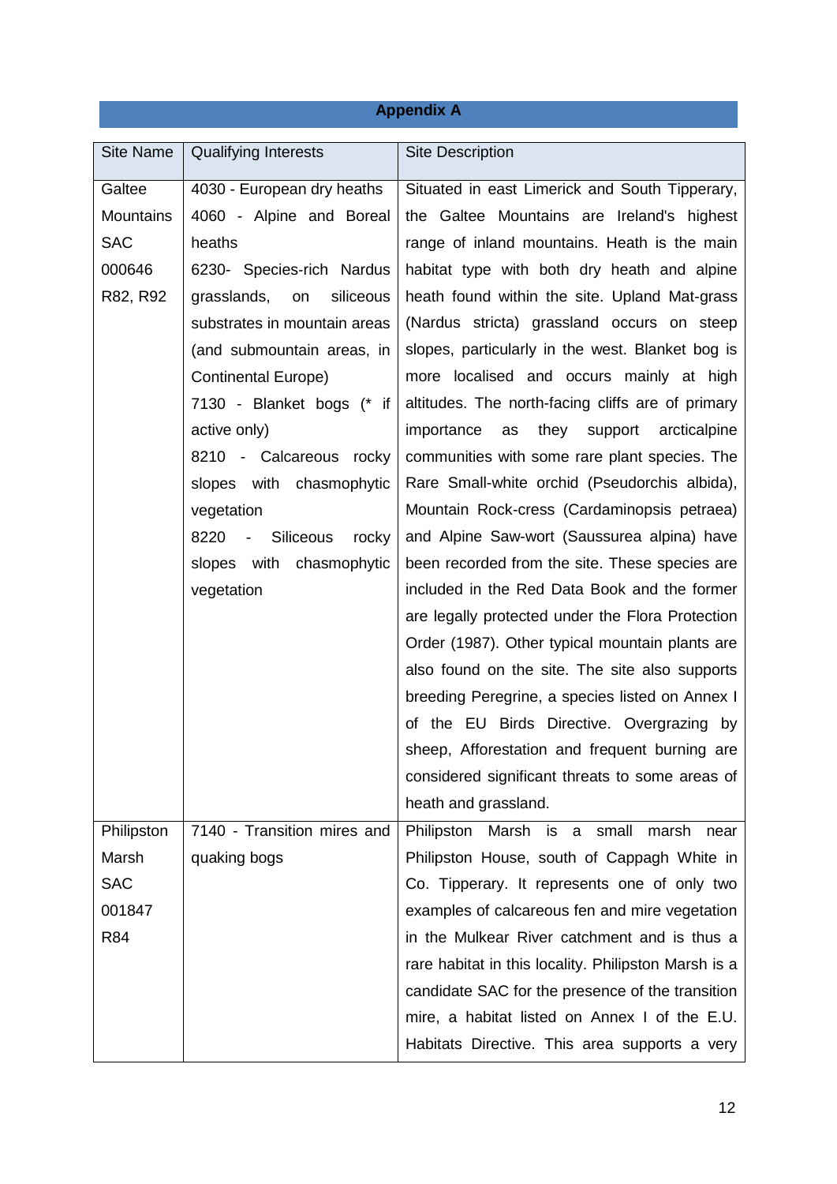## Appendix A

| Site Name | Qualifying Interests | Site Description |
|---|---|---|
| Galtee Mountains SAC 000646 R82, R92 | 4030 - European dry heaths<br>4060 - Alpine and Boreal heaths<br>6230- Species-rich Nardus grasslands, on siliceous substrates in mountain areas (and submountain areas, in Continental Europe)<br>7130 - Blanket bogs (* if active only)<br>8210 - Calcareous rocky slopes with chasmophytic vegetation<br>8220 - Siliceous rocky slopes with chasmophytic vegetation | Situated in east Limerick and South Tipperary, the Galtee Mountains are Ireland's highest range of inland mountains. Heath is the main habitat type with both dry heath and alpine heath found within the site. Upland Mat-grass (Nardus stricta) grassland occurs on steep slopes, particularly in the west. Blanket bog is more localised and occurs mainly at high altitudes. The north-facing cliffs are of primary importance as they support arcticalpine communities with some rare plant species. The Rare Small-white orchid (Pseudorchis albida), Mountain Rock-cress (Cardaminopsis petraea) and Alpine Saw-wort (Saussurea alpina) have been recorded from the site. These species are included in the Red Data Book and the former are legally protected under the Flora Protection Order (1987). Other typical mountain plants are also found on the site. The site also supports breeding Peregrine, a species listed on Annex I of the EU Birds Directive. Overgrazing by sheep, Afforestation and frequent burning are considered significant threats to some areas of heath and grassland. |
| Philipston Marsh SAC 001847 R84 | 7140 - Transition mires and quaking bogs | Philipston Marsh is a small marsh near Philipston House, south of Cappagh White in Co. Tipperary. It represents one of only two examples of calcareous fen and mire vegetation in the Mulkear River catchment and is thus a rare habitat in this locality. Philipston Marsh is a candidate SAC for the presence of the transition mire, a habitat listed on Annex I of the E.U. Habitats Directive. This area supports a very |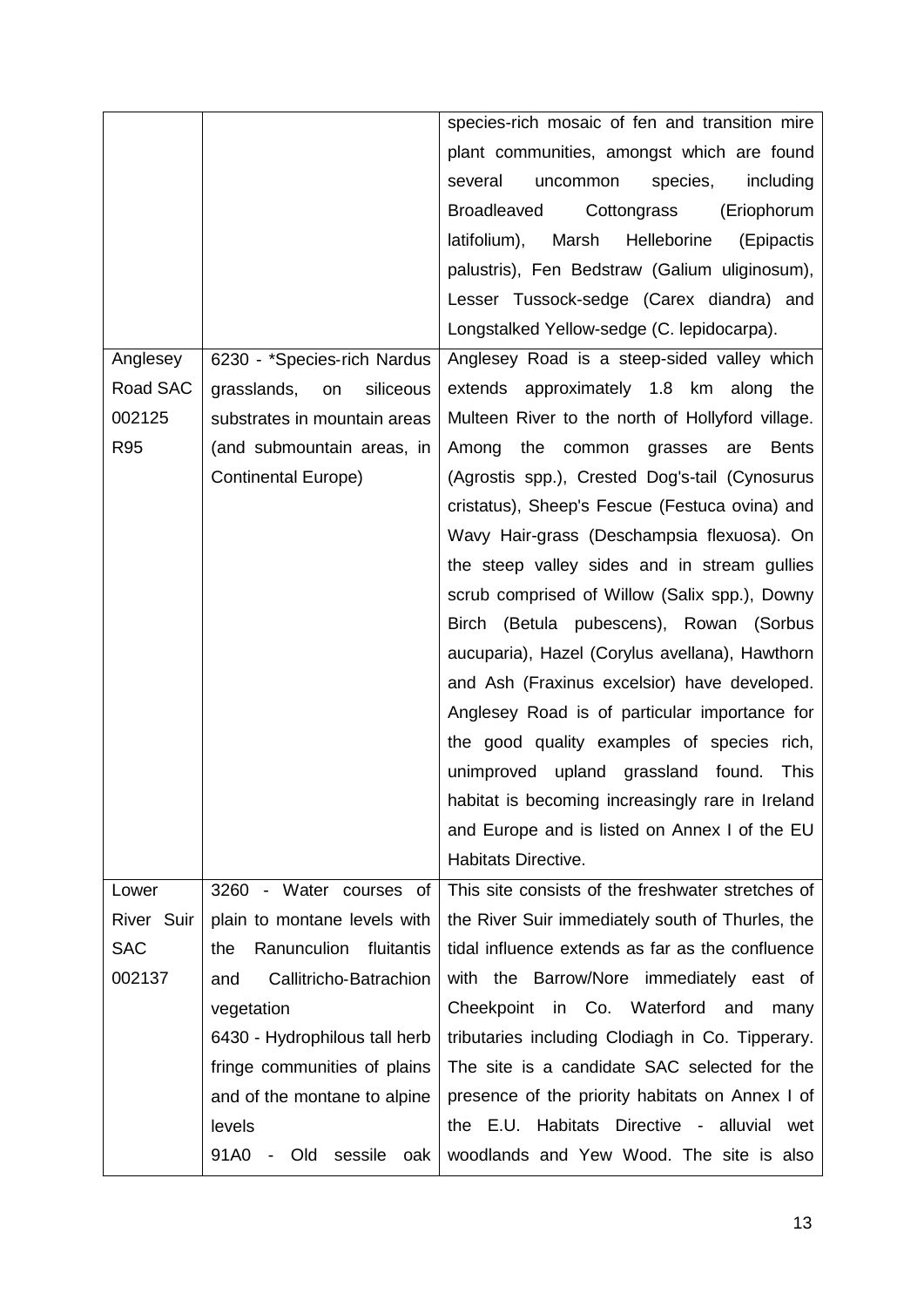| | | |
|---|---|---|
| | | species-rich mosaic of fen and transition mire plant communities, amongst which are found several uncommon species, including Broadleaved Cottongrass (Eriophorum latifolium), Marsh Helleborine (Epipactis palustris), Fen Bedstraw (Galium uliginosum), Lesser Tussock-sedge (Carex diandra) and Longstalked Yellow-sedge (C. lepidocarpa). |
| Anglesey Road SAC 002125 R95 | 6230 - *Species-rich Nardus grasslands, on siliceous substrates in mountain areas (and submountain areas, in Continental Europe) | Anglesey Road is a steep-sided valley which extends approximately 1.8 km along the Multeen River to the north of Hollyford village. Among the common grasses are Bents (Agrostis spp.), Crested Dog's-tail (Cynosurus cristatus), Sheep's Fescue (Festuca ovina) and Wavy Hair-grass (Deschampsia flexuosa). On the steep valley sides and in stream gullies scrub comprised of Willow (Salix spp.), Downy Birch (Betula pubescens), Rowan (Sorbus aucuparia), Hazel (Corylus avellana), Hawthorn and Ash (Fraxinus excelsior) have developed. Anglesey Road is of particular importance for the good quality examples of species rich, unimproved upland grassland found. This habitat is becoming increasingly rare in Ireland and Europe and is listed on Annex I of the EU Habitats Directive. |
| Lower River Suir SAC 002137 | 3260 - Water courses of plain to montane levels with the Ranunculion fluitantis and Callitricho-Batrachion vegetation<br>6430 - Hydrophilous tall herb fringe communities of plains and of the montane to alpine levels<br>91A0 - Old sessile oak | This site consists of the freshwater stretches of the River Suir immediately south of Thurles, the tidal influence extends as far as the confluence with the Barrow/Nore immediately east of Cheekpoint in Co. Waterford and many tributaries including Clodiagh in Co. Tipperary. The site is a candidate SAC selected for the presence of the priority habitats on Annex I of the E.U. Habitats Directive - alluvial wet woodlands and Yew Wood. The site is also |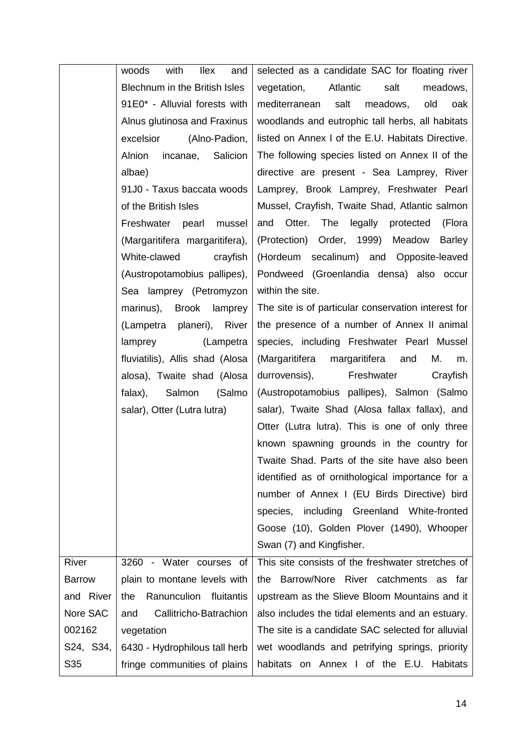| | | |
|---|---|---|
| | woods with Ilex and Blechnum in the British Isles<br>91E0* - Alluvial forests with Alnus glutinosa and Fraxinus excelsior (Alno-Padion, Alnion incanae, Salicion albae)<br>91J0 - Taxus baccata woods of the British Isles<br>Freshwater pearl mussel (Margaritifera margaritifera), White-clawed crayfish (Austropotamobius pallipes), Sea lamprey (Petromyzon marinus), Brook lamprey (Lampetra planeri), River lamprey (Lampetra fluviatilis), Allis shad (Alosa alosa), Twaite shad (Alosa falax), Salmon (Salmo salar), Otter (Lutra lutra) | selected as a candidate SAC for floating river vegetation, Atlantic salt meadows, mediterranean salt meadows, old oak woodlands and eutrophic tall herbs, all habitats listed on Annex I of the E.U. Habitats Directive. The following species listed on Annex II of the directive are present - Sea Lamprey, River Lamprey, Brook Lamprey, Freshwater Pearl Mussel, Crayfish, Twaite Shad, Atlantic salmon and Otter. The legally protected (Flora (Protection) Order, 1999) Meadow Barley (Hordeum secalinum) and Opposite-leaved Pondweed (Groenlandia densa) also occur within the site.<br>The site is of particular conservation interest for the presence of a number of Annex II animal species, including Freshwater Pearl Mussel (Margaritifera margaritifera and M. m. durrovensis), Freshwater Crayfish (Austropotamobius pallipes), Salmon (Salmo salar), Twaite Shad (Alosa fallax fallax), and Otter (Lutra lutra). This is one of only three known spawning grounds in the country for Twaite Shad. Parts of the site have also been identified as of ornithological importance for a number of Annex I (EU Birds Directive) bird species, including Greenland White-fronted Goose (10), Golden Plover (1490), Whooper Swan (7) and Kingfisher. |
| River Barrow and River Nore SAC 002162<br>S24, S34, S35 | 3260 - Water courses of plain to montane levels with the Ranunculion fluitantis and Callitricho-Batrachion vegetation<br>6430 - Hydrophilous tall herb fringe communities of plains | This site consists of the freshwater stretches of the Barrow/Nore River catchments as far upstream as the Slieve Bloom Mountains and it also includes the tidal elements and an estuary. The site is a candidate SAC selected for alluvial wet woodlands and petrifying springs, priority habitats on Annex I of the E.U. Habitats |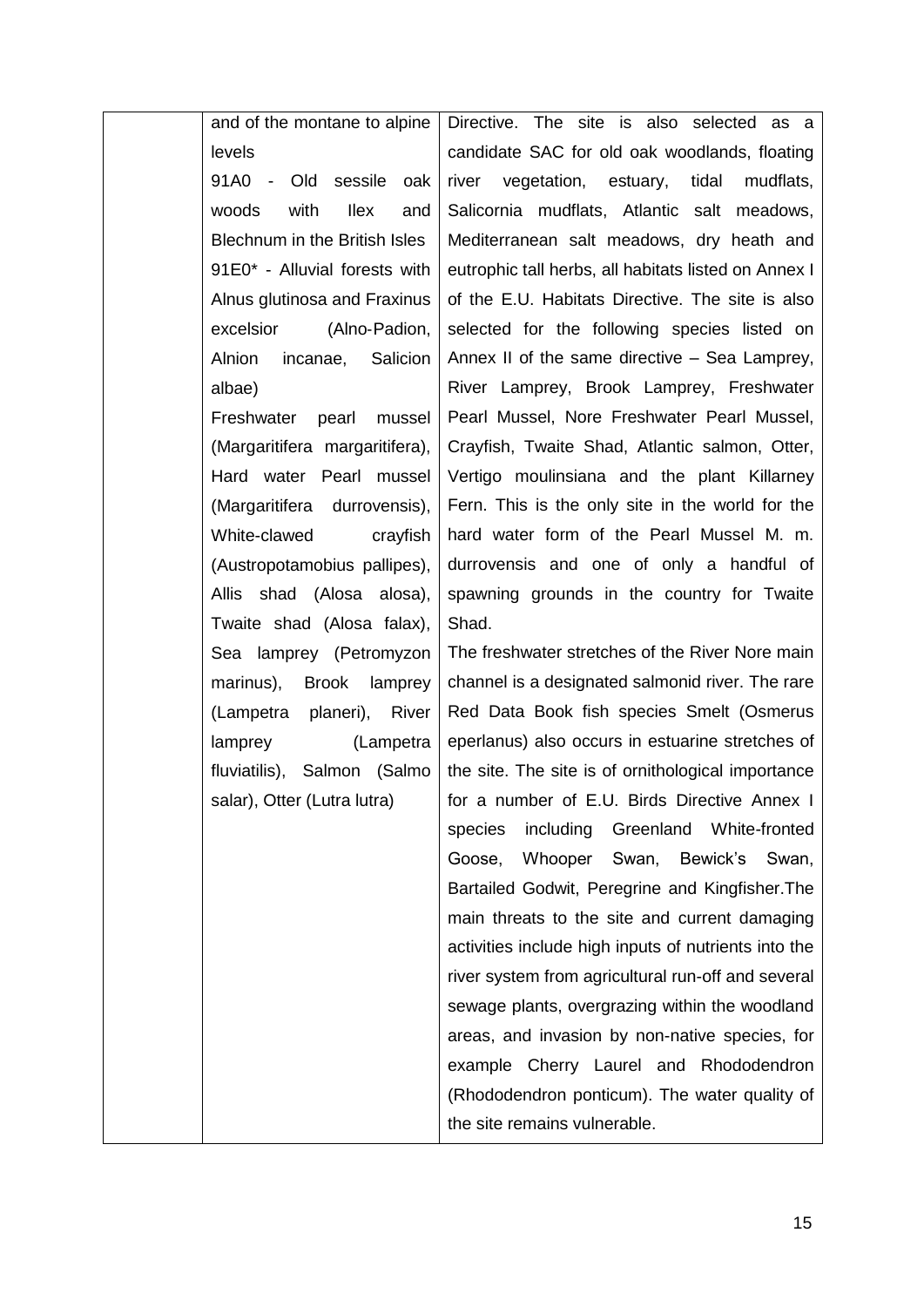|  | and of the montane to alpine levels<br>91A0 - Old sessile oak woods with Ilex and Blechnum in the British Isles<br>91E0* - Alluvial forests with Alnus glutinosa and Fraxinus excelsior (Alno-Padion, Alnion incanae, Salicion albae)<br>Freshwater pearl mussel (Margaritifera margaritifera), Hard water Pearl mussel (Margaritifera durrovensis), White-clawed crayfish (Austropotamobius pallipes), Allis shad (Alosa alosa), Twaite shad (Alosa falax), Sea lamprey (Petromyzon marinus), Brook lamprey (Lampetra planeri), River lamprey (Lampetra fluviatilis), Salmon (Salmo salar), Otter (Lutra lutra) | Directive. The site is also selected as a candidate SAC for old oak woodlands, floating river vegetation, estuary, tidal mudflats, Salicornia mudflats, Atlantic salt meadows, Mediterranean salt meadows, dry heath and eutrophic tall herbs, all habitats listed on Annex I of the E.U. Habitats Directive. The site is also selected for the following species listed on Annex II of the same directive – Sea Lamprey, River Lamprey, Brook Lamprey, Freshwater Pearl Mussel, Nore Freshwater Pearl Mussel, Crayfish, Twaite Shad, Atlantic salmon, Otter, Vertigo moulinsiana and the plant Killarney Fern. This is the only site in the world for the hard water form of the Pearl Mussel M. m. durrovensis and one of only a handful of spawning grounds in the country for Twaite Shad.<br>The freshwater stretches of the River Nore main channel is a designated salmonid river. The rare Red Data Book fish species Smelt (Osmerus eperlanus) also occurs in estuarine stretches of the site. The site is of ornithological importance for a number of E.U. Birds Directive Annex I species including Greenland White-fronted Goose, Whooper Swan, Bewick's Swan, Bartailed Godwit, Peregrine and Kingfisher.The main threats to the site and current damaging activities include high inputs of nutrients into the river system from agricultural run-off and several sewage plants, overgrazing within the woodland areas, and invasion by non-native species, for example Cherry Laurel and Rhododendron (Rhododendron ponticum). The water quality of the site remains vulnerable. |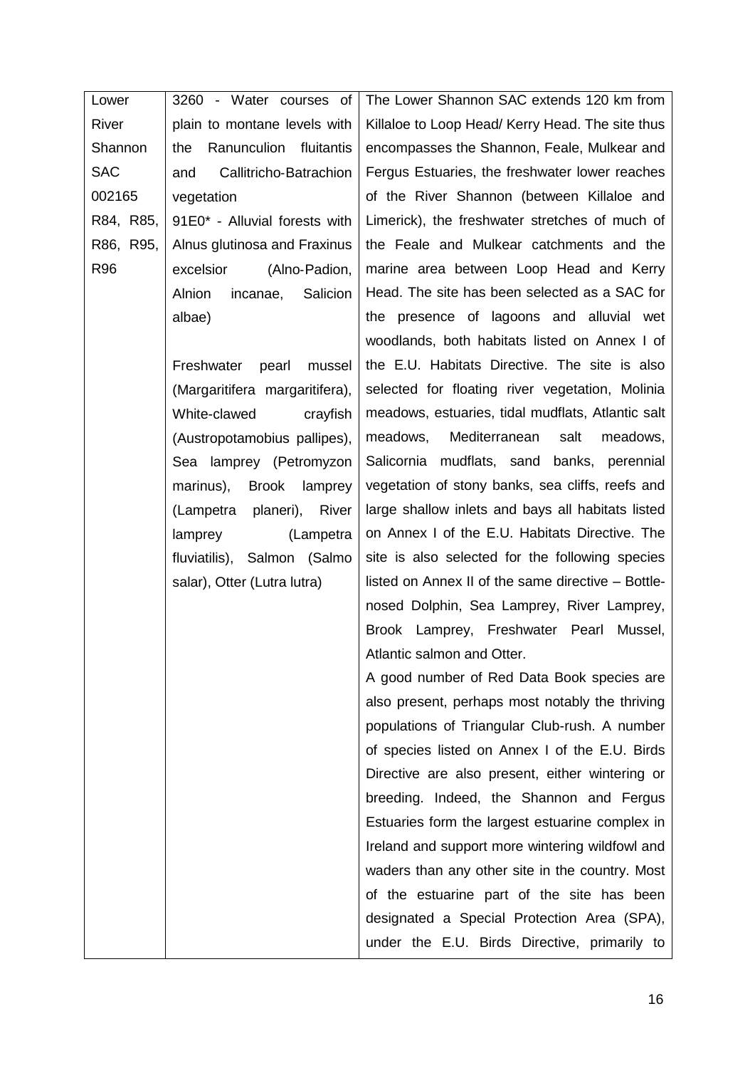| Lower River Shannon SAC 002165 R84, R85, R86, R95, R96 | 3260 - Water courses of plain to montane levels with the Ranunculion fluitantis and Callitricho-Batrachion vegetation<br>91E0* - Alluvial forests with Alnus glutinosa and Fraxinus excelsior (Alno-Padion, Alnion incanae, Salicion albae)<br><br>Freshwater pearl mussel (Margaritifera margaritifera), White-clawed crayfish (Austropotamobius pallipes), Sea lamprey (Petromyzon marinus), Brook lamprey (Lampetra planeri), River lamprey (Lampetra fluviatilis), Salmon (Salmo salar), Otter (Lutra lutra) | The Lower Shannon SAC extends 120 km from Killaloe to Loop Head/ Kerry Head. The site thus encompasses the Shannon, Feale, Mulkear and Fergus Estuaries, the freshwater lower reaches of the River Shannon (between Killaloe and Limerick), the freshwater stretches of much of the Feale and Mulkear catchments and the marine area between Loop Head and Kerry Head. The site has been selected as a SAC for the presence of lagoons and alluvial wet woodlands, both habitats listed on Annex I of the E.U. Habitats Directive. The site is also selected for floating river vegetation, Molinia meadows, estuaries, tidal mudflats, Atlantic salt meadows, Mediterranean salt meadows, Salicornia mudflats, sand banks, perennial vegetation of stony banks, sea cliffs, reefs and large shallow inlets and bays all habitats listed on Annex I of the E.U. Habitats Directive. The site is also selected for the following species listed on Annex II of the same directive – Bottle-nosed Dolphin, Sea Lamprey, River Lamprey, Brook Lamprey, Freshwater Pearl Mussel, Atlantic salmon and Otter.<br>A good number of Red Data Book species are also present, perhaps most notably the thriving populations of Triangular Club-rush. A number of species listed on Annex I of the E.U. Birds Directive are also present, either wintering or breeding. Indeed, the Shannon and Fergus Estuaries form the largest estuarine complex in Ireland and support more wintering wildfowl and waders than any other site in the country. Most of the estuarine part of the site has been designated a Special Protection Area (SPA), under the E.U. Birds Directive, primarily to |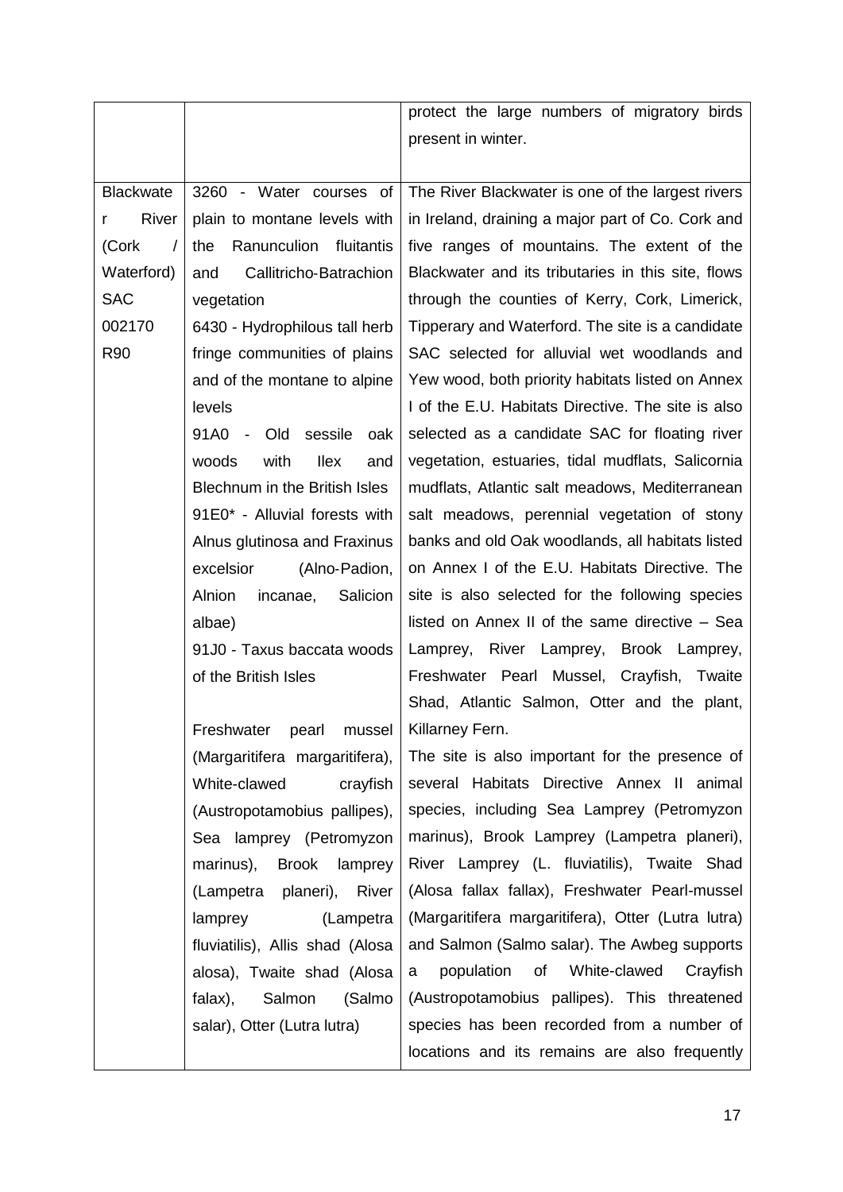|  |  | protect the large numbers of migratory birds present in winter. |
| --- | --- | --- |
| Blackwater River (Cork / Waterford) SAC 002170 R90 | 3260 - Water courses of plain to montane levels with the Ranunculion fluitantis and Callitricho-Batrachion vegetation<br>6430 - Hydrophilous tall herb fringe communities of plains and of the montane to alpine levels<br>91A0 - Old sessile oak woods with Ilex and Blechnum in the British Isles<br>91E0* - Alluvial forests with Alnus glutinosa and Fraxinus excelsior (Alno-Padion, Alnion incanae, Salicion albae)<br>91J0 - Taxus baccata woods of the British Isles<br><br>Freshwater pearl mussel (Margaritifera margaritifera), White-clawed crayfish (Austropotamobius pallipes), Sea lamprey (Petromyzon marinus), Brook lamprey (Lampetra planeri), River lamprey (Lampetra fluviatilis), Allis shad (Alosa alosa), Twaite shad (Alosa falax), Salmon (Salmo salar), Otter (Lutra lutra) | The River Blackwater is one of the largest rivers in Ireland, draining a major part of Co. Cork and five ranges of mountains. The extent of the Blackwater and its tributaries in this site, flows through the counties of Kerry, Cork, Limerick, Tipperary and Waterford. The site is a candidate SAC selected for alluvial wet woodlands and Yew wood, both priority habitats listed on Annex I of the E.U. Habitats Directive. The site is also selected as a candidate SAC for floating river vegetation, estuaries, tidal mudflats, Salicornia mudflats, Atlantic salt meadows, Mediterranean salt meadows, perennial vegetation of stony banks and old Oak woodlands, all habitats listed on Annex I of the E.U. Habitats Directive. The site is also selected for the following species listed on Annex II of the same directive – Sea Lamprey, River Lamprey, Brook Lamprey, Freshwater Pearl Mussel, Crayfish, Twaite Shad, Atlantic Salmon, Otter and the plant, Killarney Fern.<br>The site is also important for the presence of several Habitats Directive Annex II animal species, including Sea Lamprey (Petromyzon marinus), Brook Lamprey (Lampetra planeri), River Lamprey (L. fluviatilis), Twaite Shad (Alosa fallax fallax), Freshwater Pearl-mussel (Margaritifera margaritifera), Otter (Lutra lutra) and Salmon (Salmo salar). The Awbeg supports a population of White-clawed Crayfish (Austropotamobius pallipes). This threatened species has been recorded from a number of locations and its remains are also frequently |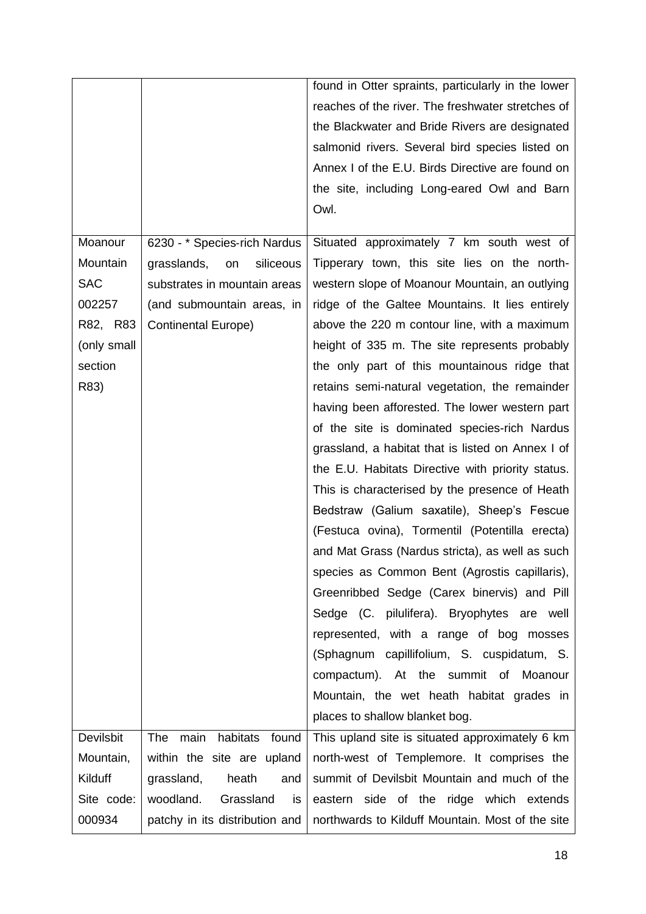| | | |
|---|---|---|
| | | found in Otter spraints, particularly in the lower reaches of the river. The freshwater stretches of the Blackwater and Bride Rivers are designated salmonid rivers. Several bird species listed on Annex I of the E.U. Birds Directive are found on the site, including Long-eared Owl and Barn Owl. |
| Moanour Mountain SAC 002257 R82, R83 (only small section R83) | 6230 - * Species-rich Nardus grasslands, on siliceous substrates in mountain areas (and submountain areas, in Continental Europe) | Situated approximately 7 km south west of Tipperary town, this site lies on the north-western slope of Moanour Mountain, an outlying ridge of the Galtee Mountains. It lies entirely above the 220 m contour line, with a maximum height of 335 m. The site represents probably the only part of this mountainous ridge that retains semi-natural vegetation, the remainder having been afforested. The lower western part of the site is dominated species-rich Nardus grassland, a habitat that is listed on Annex I of the E.U. Habitats Directive with priority status. This is characterised by the presence of Heath Bedstraw (Galium saxatile), Sheep's Fescue (Festuca ovina), Tormentil (Potentilla erecta) and Mat Grass (Nardus stricta), as well as such species as Common Bent (Agrostis capillaris), Greenribbed Sedge (Carex binervis) and Pill Sedge (C. pilulifera). Bryophytes are well represented, with a range of bog mosses (Sphagnum capillifolium, S. cuspidatum, S. compactum). At the summit of Moanour Mountain, the wet heath habitat grades in places to shallow blanket bog. |
| Devilsbit Mountain, Kilduff Site code: 000934 | The main habitats found within the site are upland grassland, heath and woodland. Grassland is patchy in its distribution and | This upland site is situated approximately 6 km north-west of Templemore. It comprises the summit of Devilsbit Mountain and much of the eastern side of the ridge which extends northwards to Kilduff Mountain. Most of the site |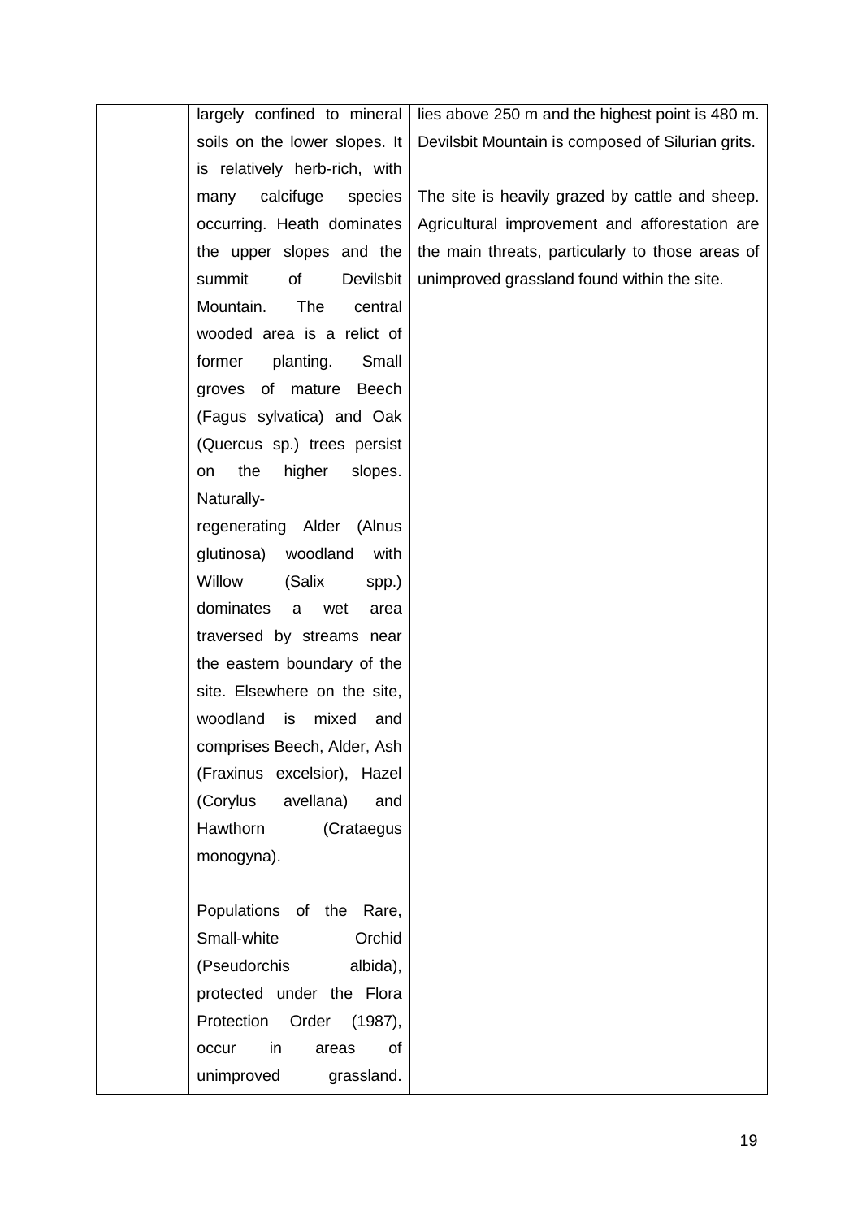|  |  |  |
|---|---|---|
|  | largely confined to mineral soils on the lower slopes. It is relatively herb-rich, with many calcifuge species occurring. Heath dominates the upper slopes and the summit of Devilsbit Mountain. The central wooded area is a relict of former planting. Small groves of mature Beech (Fagus sylvatica) and Oak (Quercus sp.) trees persist on the higher slopes. Naturally-regenerating Alder (Alnus glutinosa) woodland with Willow (Salix spp.) dominates a wet area traversed by streams near the eastern boundary of the site. Elsewhere on the site, woodland is mixed and comprises Beech, Alder, Ash (Fraxinus excelsior), Hazel (Corylus avellana) and Hawthorn (Crataegus monogyna).<br><br>Populations of the Rare, Small-white Orchid (Pseudorchis albida), protected under the Flora Protection Order (1987), occur in areas of unimproved grassland. | lies above 250 m and the highest point is 480 m. Devilsbit Mountain is composed of Silurian grits.<br><br>The site is heavily grazed by cattle and sheep. Agricultural improvement and afforestation are the main threats, particularly to those areas of unimproved grassland found within the site. |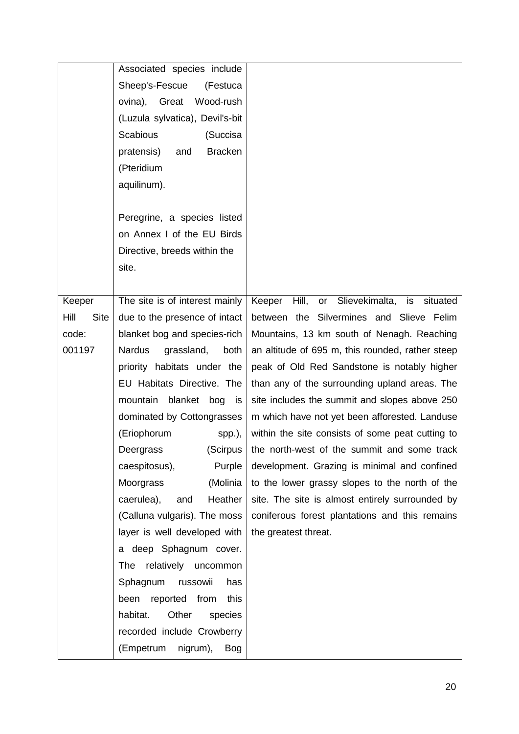| | | |
|---|---|---|
| | Associated species include Sheep's-Fescue (Festuca ovina), Great Wood-rush (Luzula sylvatica), Devil's-bit Scabious (Succisa pratensis) and Bracken (Pteridium aquilinum).<br><br>Peregrine, a species listed on Annex I of the EU Birds Directive, breeds within the site. | |
| Keeper Hill Site code: 001197 | The site is of interest mainly due to the presence of intact blanket bog and species-rich Nardus grassland, both priority habitats under the EU Habitats Directive. The mountain blanket bog is dominated by Cottongrasses (Eriophorum spp.), Deergrass (Scirpus caespitosus), Purple Moorgrass (Molinia caerulea), and Heather (Calluna vulgaris). The moss layer is well developed with a deep Sphagnum cover. The relatively uncommon Sphagnum russowii has been reported from this habitat. Other species recorded include Crowberry (Empetrum nigrum), Bog | Keeper Hill, or Slievekimalta, is situated between the Silvermines and Slieve Felim Mountains, 13 km south of Nenagh. Reaching an altitude of 695 m, this rounded, rather steep peak of Old Red Sandstone is notably higher than any of the surrounding upland areas. The site includes the summit and slopes above 250 m which have not yet been afforested. Landuse within the site consists of some peat cutting to the north-west of the summit and some track development. Grazing is minimal and confined to the lower grassy slopes to the north of the site. The site is almost entirely surrounded by coniferous forest plantations and this remains the greatest threat. |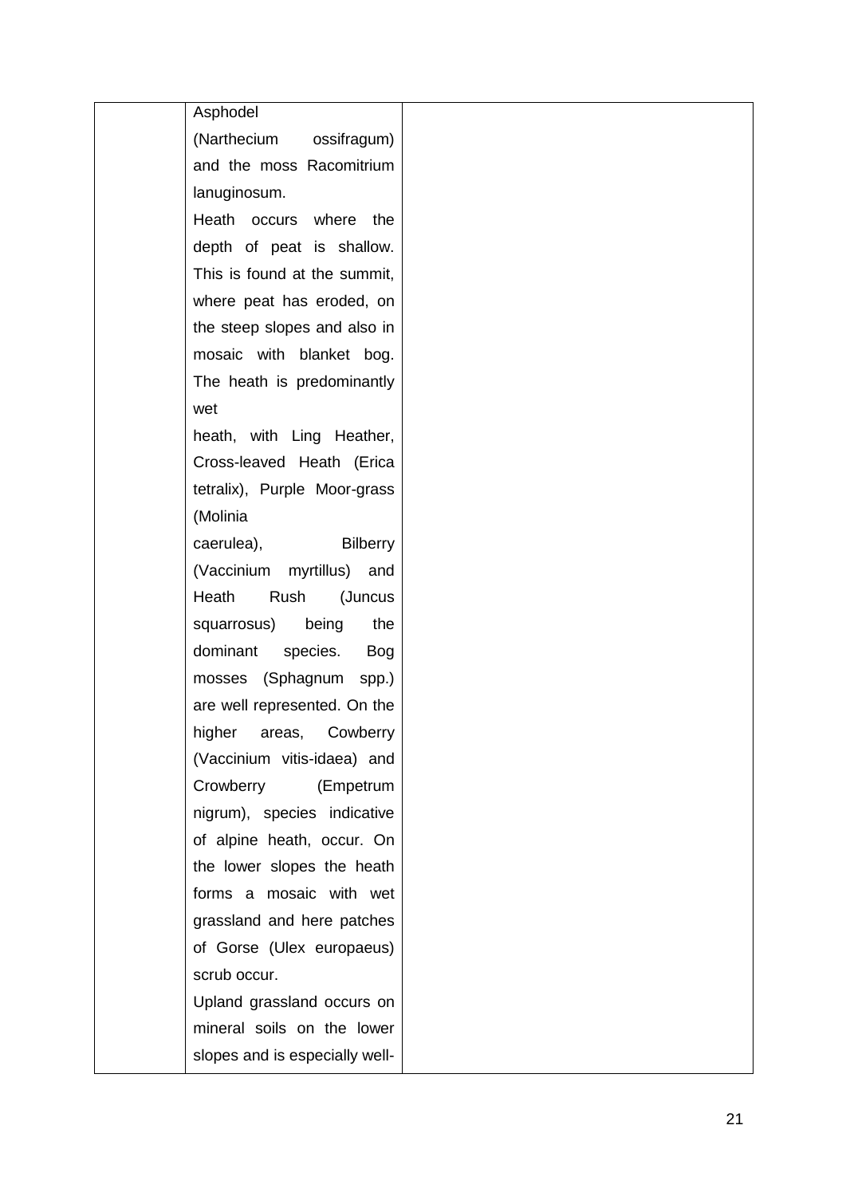|  |  |  |
|---|---|---|
|  | Asphodel (Narthecium ossifragum) and the moss Racomitrium lanuginosum.<br>Heath occurs where the depth of peat is shallow. This is found at the summit, where peat has eroded, on the steep slopes and also in mosaic with blanket bog. The heath is predominantly wet heath, with Ling Heather, Cross-leaved Heath (Erica tetralix), Purple Moor-grass (Molinia caerulea), Bilberry (Vaccinium myrtillus) and Heath Rush (Juncus squarrosus) being the dominant species. Bog mosses (Sphagnum spp.) are well represented. On the higher areas, Cowberry (Vaccinium vitis-idaea) and Crowberry (Empetrum nigrum), species indicative of alpine heath, occur. On the lower slopes the heath forms a mosaic with wet grassland and here patches of Gorse (Ulex europaeus) scrub occur.<br>Upland grassland occurs on mineral soils on the lower slopes and is especially well- |  |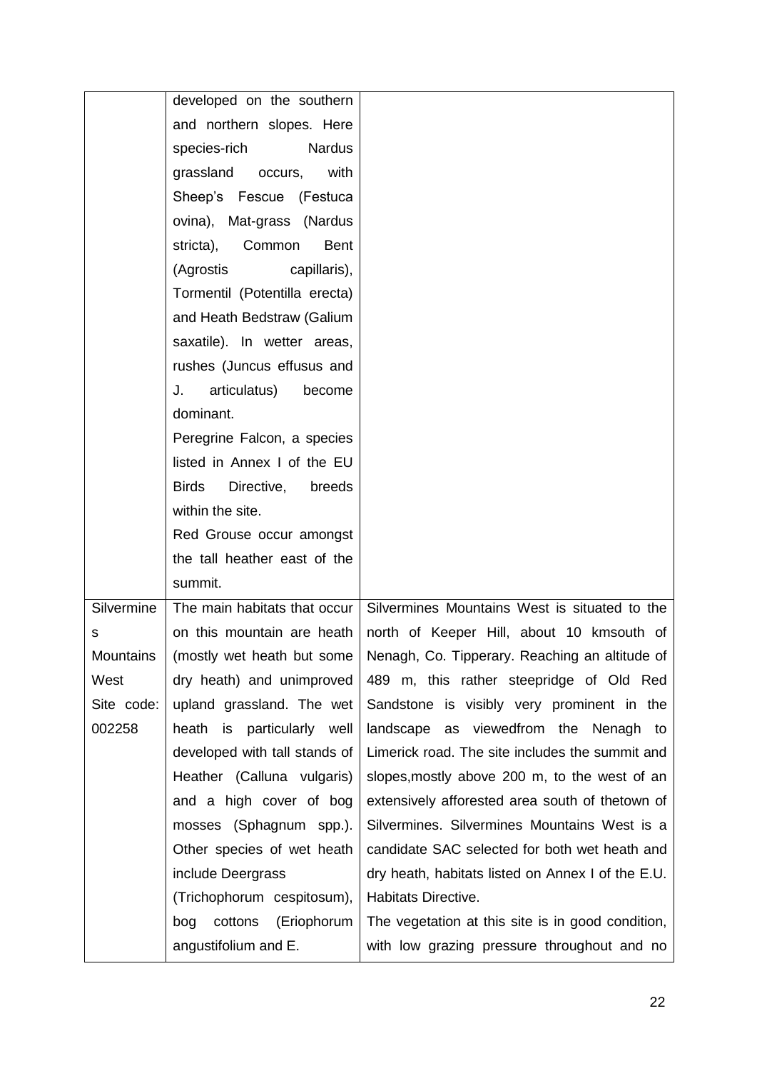| | | |
|---|---|---|
| | developed on the southern and northern slopes. Here species-rich Nardus grassland occurs, with Sheep's Fescue (Festuca ovina), Mat-grass (Nardus stricta), Common Bent (Agrostis capillaris), Tormentil (Potentilla erecta) and Heath Bedstraw (Galium saxatile). In wetter areas, rushes (Juncus effusus and J. articulatus) become dominant.<br>Peregrine Falcon, a species listed in Annex I of the EU Birds Directive, breeds within the site.<br>Red Grouse occur amongst the tall heather east of the summit. | |
| Silvermines Mountains West Site code: 002258 | The main habitats that occur on this mountain are heath (mostly wet heath but some dry heath) and unimproved upland grassland. The wet heath is particularly well developed with tall stands of Heather (Calluna vulgaris) and a high cover of bog mosses (Sphagnum spp.). Other species of wet heath include Deergrass (Trichophorum cespitosum), bog cottons (Eriophorum angustifolium and E. | Silvermines Mountains West is situated to the north of Keeper Hill, about 10 kmsouth of Nenagh, Co. Tipperary. Reaching an altitude of 489 m, this rather steepridge of Old Red Sandstone is visibly very prominent in the landscape as viewedfrom the Nenagh to Limerick road. The site includes the summit and slopes,mostly above 200 m, to the west of an extensively afforested area south of thetown of Silvermines. Silvermines Mountains West is a candidate SAC selected for both wet heath and dry heath, habitats listed on Annex I of the E.U. Habitats Directive.<br>The vegetation at this site is in good condition, with low grazing pressure throughout and no |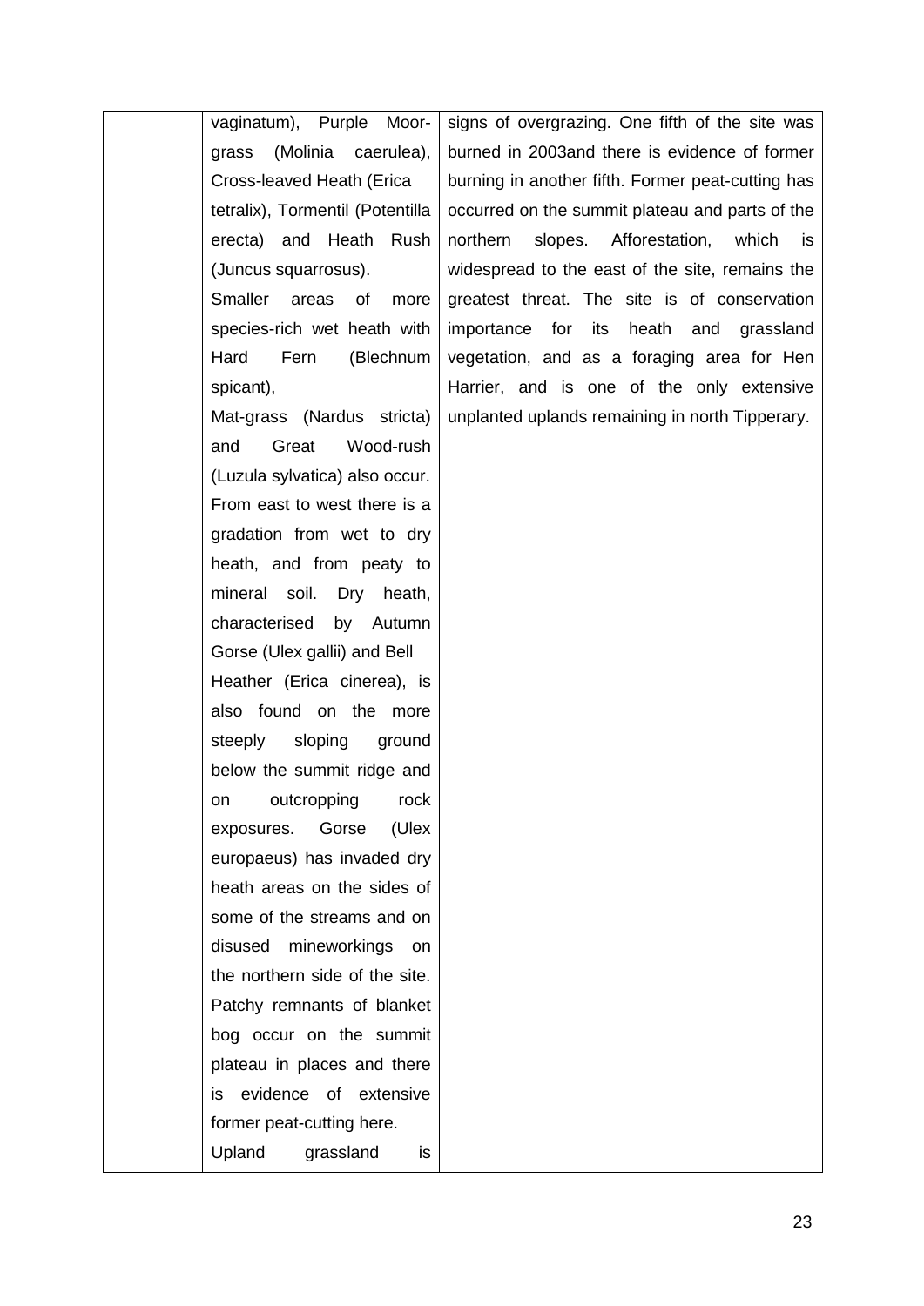| | | |
|---|---|---|
| | vaginatum), Purple Moor-grass (Molinia caerulea), Cross-leaved Heath (Erica tetralix), Tormentil (Potentilla erecta) and Heath Rush (Juncus squarrosus).<br>Smaller areas of more species-rich wet heath with Hard Fern (Blechnum spicant),<br>Mat-grass (Nardus stricta) and Great Wood-rush (Luzula sylvatica) also occur. From east to west there is a gradation from wet to dry heath, and from peaty to mineral soil. Dry heath, characterised by Autumn Gorse (Ulex gallii) and Bell Heather (Erica cinerea), is also found on the more steeply sloping ground below the summit ridge and on outcropping rock exposures. Gorse (Ulex europaeus) has invaded dry heath areas on the sides of some of the streams and on disused mineworkings on the northern side of the site. Patchy remnants of blanket bog occur on the summit plateau in places and there is evidence of extensive former peat-cutting here.<br>Upland grassland is | signs of overgrazing. One fifth of the site was burned in 2003and there is evidence of former burning in another fifth. Former peat-cutting has occurred on the summit plateau and parts of the northern slopes. Afforestation, which is widespread to the east of the site, remains the greatest threat. The site is of conservation importance for its heath and grassland vegetation, and as a foraging area for Hen Harrier, and is one of the only extensive unplanted uplands remaining in north Tipperary. |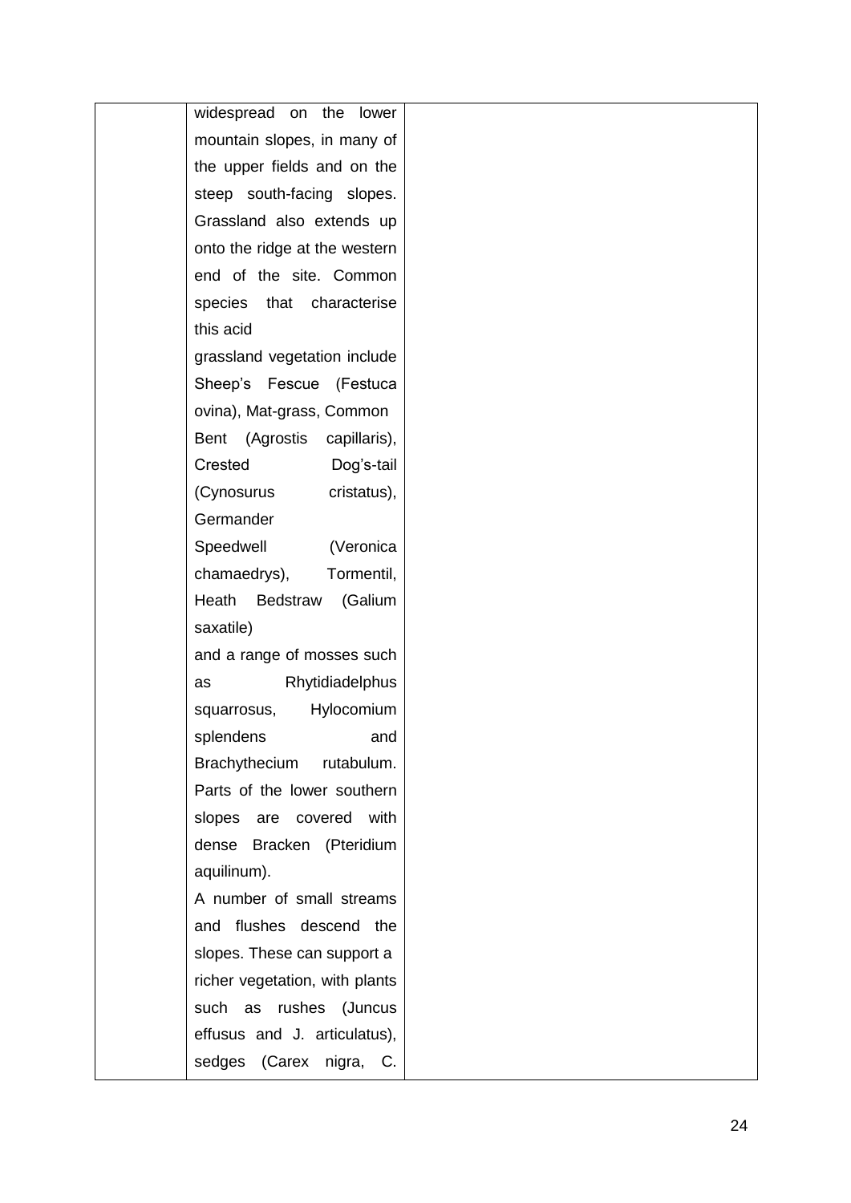|  |  |  |
|---|---|---|
|  | widespread on the lower mountain slopes, in many of the upper fields and on the steep south-facing slopes. Grassland also extends up onto the ridge at the western end of the site. Common species that characterise this acid grassland vegetation include Sheep's Fescue (Festuca ovina), Mat-grass, Common Bent (Agrostis capillaris), Crested Dog's-tail (Cynosurus cristatus), Germander Speedwell (Veronica chamaedrys), Tormentil, Heath Bedstraw (Galium saxatile) and a range of mosses such as Rhytidiadelphus squarrosus, Hylocomium splendens and Brachythecium rutabulum. Parts of the lower southern slopes are covered with dense Bracken (Pteridium aquilinum). A number of small streams and flushes descend the slopes. These can support a richer vegetation, with plants such as rushes (Juncus effusus and J. articulatus), sedges (Carex nigra, C. |  |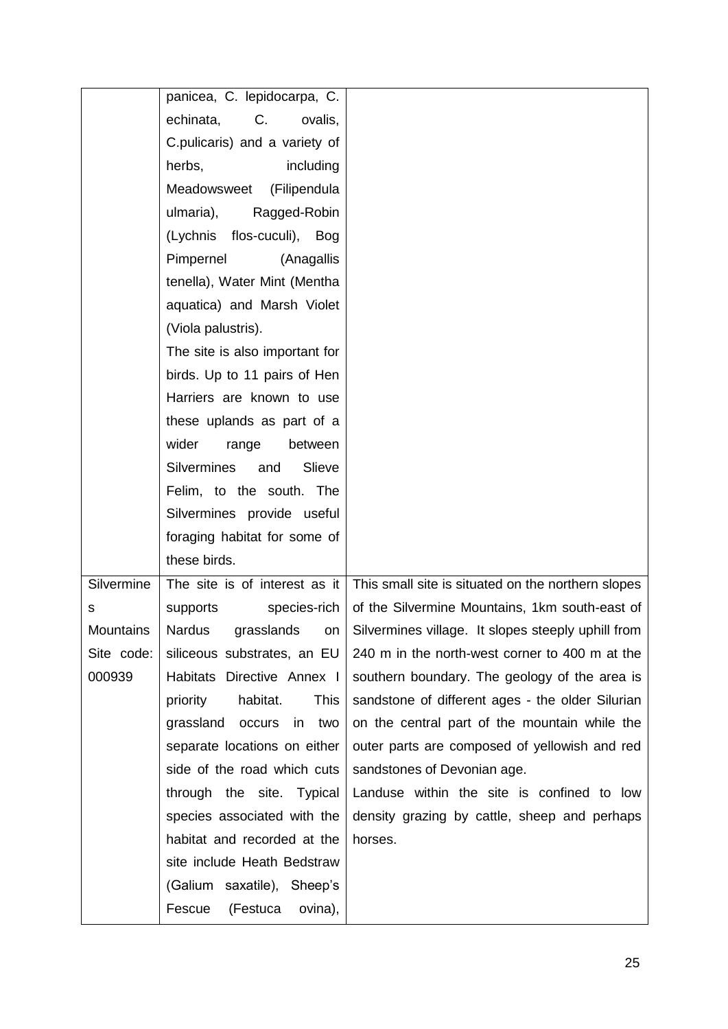| | | |
|---|---|---|
| | panicea, C. lepidocarpa, C. echinata, C. ovalis, C.pulicaris) and a variety of herbs, including Meadowsweet (Filipendula ulmaria), Ragged-Robin (Lychnis flos-cuculi), Bog Pimpernel (Anagallis tenella), Water Mint (Mentha aquatica) and Marsh Violet (Viola palustris).<br>The site is also important for birds. Up to 11 pairs of Hen Harriers are known to use these uplands as part of a wider range between Silvermines and Slieve Felim, to the south. The Silvermines provide useful foraging habitat for some of these birds. | |
| Silvermines Mountains Site code: 000939 | The site is of interest as it supports species-rich Nardus grasslands on siliceous substrates, an EU Habitats Directive Annex I priority habitat. This grassland occurs in two separate locations on either side of the road which cuts through the site. Typical species associated with the habitat and recorded at the site include Heath Bedstraw (Galium saxatile), Sheep's Fescue (Festuca ovina), | This small site is situated on the northern slopes of the Silvermine Mountains, 1km south-east of Silvermines village. It slopes steeply uphill from 240 m in the north-west corner to 400 m at the southern boundary. The geology of the area is sandstone of different ages - the older Silurian on the central part of the mountain while the outer parts are composed of yellowish and red sandstones of Devonian age.<br>Landuse within the site is confined to low density grazing by cattle, sheep and perhaps horses. |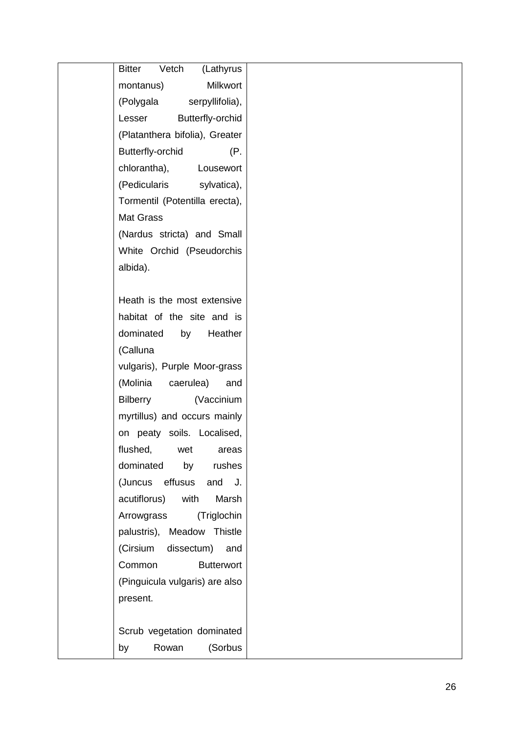| | | |
|---|---|---|
| | Bitter Vetch (Lathyrus montanus) Milkwort (Polygala serpyllifolia), Lesser Butterfly-orchid (Platanthera bifolia), Greater Butterfly-orchid (P. chlorantha), Lousewort (Pedicularis sylvatica), Tormentil (Potentilla erecta), Mat Grass (Nardus stricta) and Small White Orchid (Pseudorchis albida).<br><br>Heath is the most extensive habitat of the site and is dominated by Heather (Calluna vulgaris), Purple Moor-grass (Molinia caerulea) and Bilberry (Vaccinium myrtillus) and occurs mainly on peaty soils. Localised, flushed, wet areas dominated by rushes (Juncus effusus and J. acutiflorus) with Marsh Arrowgrass (Triglochin palustris), Meadow Thistle (Cirsium dissectum) and Common Butterwort (Pinguicula vulgaris) are also present.<br><br>Scrub vegetation dominated by Rowan (Sorbus | |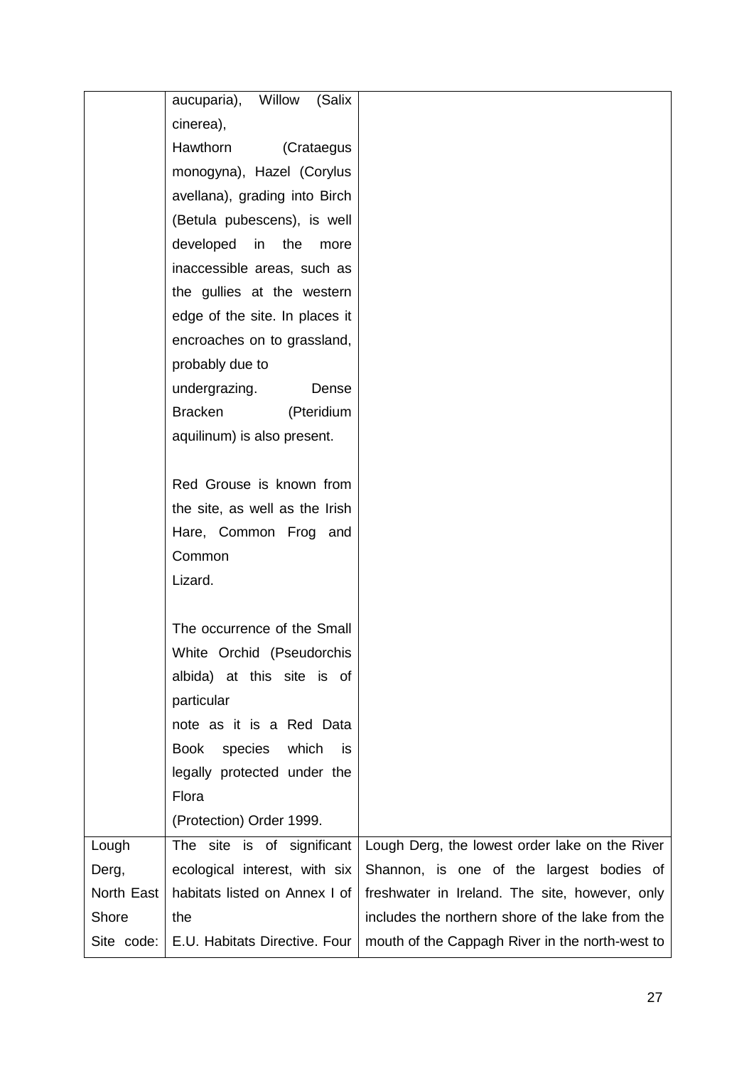| | | |
|---|---|---|
| | aucuparia), Willow (Salix cinerea), Hawthorn (Crataegus monogyna), Hazel (Corylus avellana), grading into Birch (Betula pubescens), is well developed in the more inaccessible areas, such as the gullies at the western edge of the site. In places it encroaches on to grassland, probably due to undergrazing. Dense Bracken (Pteridium aquilinum) is also present.<br><br>Red Grouse is known from the site, as well as the Irish Hare, Common Frog and Common Lizard.<br><br>The occurrence of the Small White Orchid (Pseudorchis albida) at this site is of particular note as it is a Red Data Book species which is legally protected under the Flora (Protection) Order 1999. | |
| Lough Derg, North East Shore Site code: | The site is of significant ecological interest, with six habitats listed on Annex I of the E.U. Habitats Directive. Four | Lough Derg, the lowest order lake on the River Shannon, is one of the largest bodies of freshwater in Ireland. The site, however, only includes the northern shore of the lake from the mouth of the Cappagh River in the north-west to |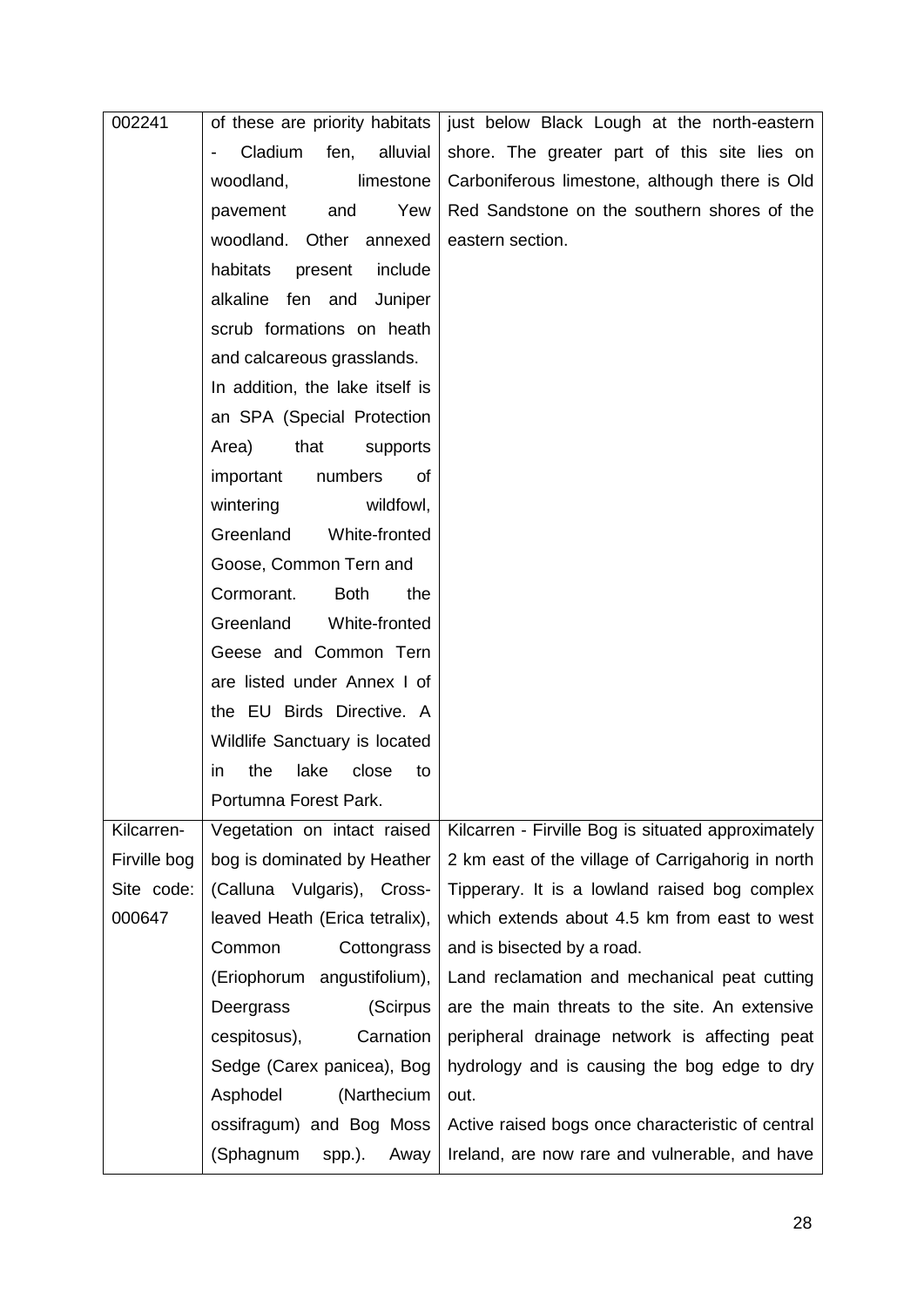| | | |
|---|---|---|
| 002241 | of these are priority habitats - Cladium fen, alluvial woodland, limestone pavement and Yew woodland. Other annexed habitats present include alkaline fen and Juniper scrub formations on heath and calcareous grasslands. In addition, the lake itself is an SPA (Special Protection Area) that supports important numbers of wintering wildfowl, Greenland White-fronted Goose, Common Tern and Cormorant. Both the Greenland White-fronted Geese and Common Tern are listed under Annex I of the EU Birds Directive. A Wildlife Sanctuary is located in the lake close to Portumna Forest Park. | just below Black Lough at the north-eastern shore. The greater part of this site lies on Carboniferous limestone, although there is Old Red Sandstone on the southern shores of the eastern section. |
| Kilcarren-Firville bog Site code: 000647 | Vegetation on intact raised bog is dominated by Heather (Calluna Vulgaris), Cross-leaved Heath (Erica tetralix), Common Cottongrass (Eriophorum angustifolium), Deergrass (Scirpus cespitosus), Carnation Sedge (Carex panicea), Bog Asphodel (Narthecium ossifragum) and Bog Moss (Sphagnum spp.). Away | Kilcarren - Firville Bog is situated approximately 2 km east of the village of Carrigahorig in north Tipperary. It is a lowland raised bog complex which extends about 4.5 km from east to west and is bisected by a road.<br>Land reclamation and mechanical peat cutting are the main threats to the site. An extensive peripheral drainage network is affecting peat hydrology and is causing the bog edge to dry out.<br>Active raised bogs once characteristic of central Ireland, are now rare and vulnerable, and have |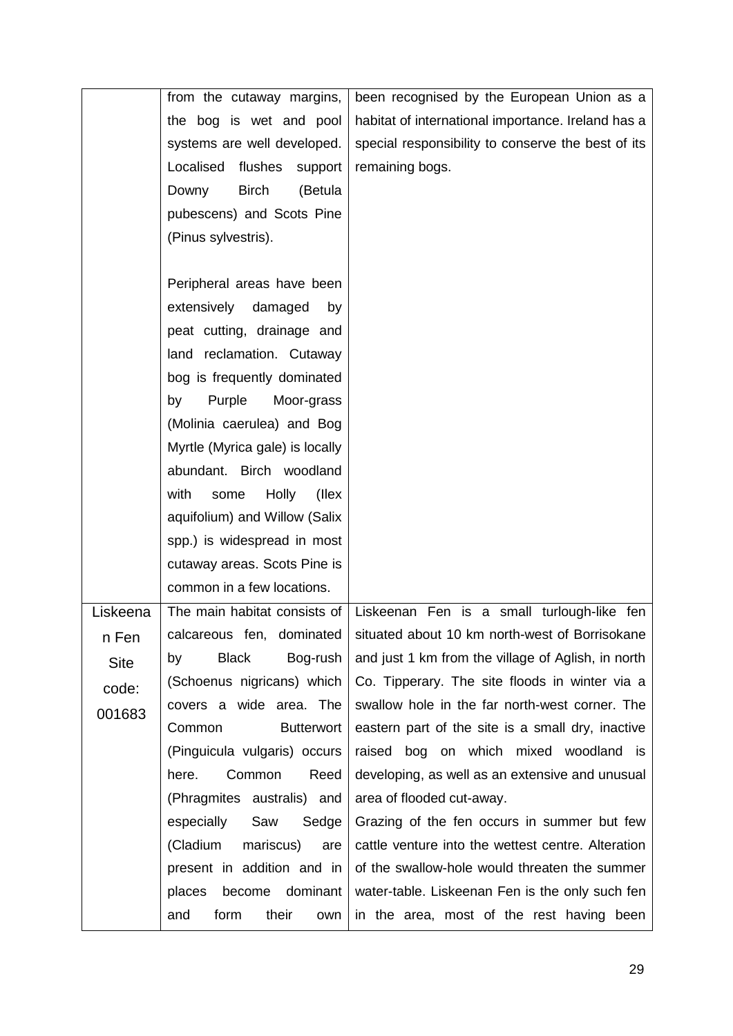| | | |
|---|---|---|
| | from the cutaway margins, the bog is wet and pool systems are well developed. Localised flushes support Downy Birch (Betula pubescens) and Scots Pine (Pinus sylvestris).<br><br>Peripheral areas have been extensively damaged by peat cutting, drainage and land reclamation. Cutaway bog is frequently dominated by Purple Moor-grass (Molinia caerulea) and Bog Myrtle (Myrica gale) is locally abundant. Birch woodland with some Holly (Ilex aquifolium) and Willow (Salix spp.) is widespread in most cutaway areas. Scots Pine is common in a few locations. | been recognised by the European Union as a habitat of international importance. Ireland has a special responsibility to conserve the best of its remaining bogs. |
| Liskeenan Fen Site code: 001683 | The main habitat consists of calcareous fen, dominated by Black Bog-rush (Schoenus nigricans) which covers a wide area. The Common Butterwort (Pinguicula vulgaris) occurs here. Common Reed (Phragmites australis) and especially Saw Sedge (Cladium mariscus) are present in addition and in places become dominant and form their own | Liskeenan Fen is a small turlough-like fen situated about 10 km north-west of Borrisokane and just 1 km from the village of Aglish, in north Co. Tipperary. The site floods in winter via a swallow hole in the far north-west corner. The eastern part of the site is a small dry, inactive raised bog on which mixed woodland is developing, as well as an extensive and unusual area of flooded cut-away.<br>Grazing of the fen occurs in summer but few cattle venture into the wettest centre. Alteration of the swallow-hole would threaten the summer water-table. Liskeenan Fen is the only such fen in the area, most of the rest having been |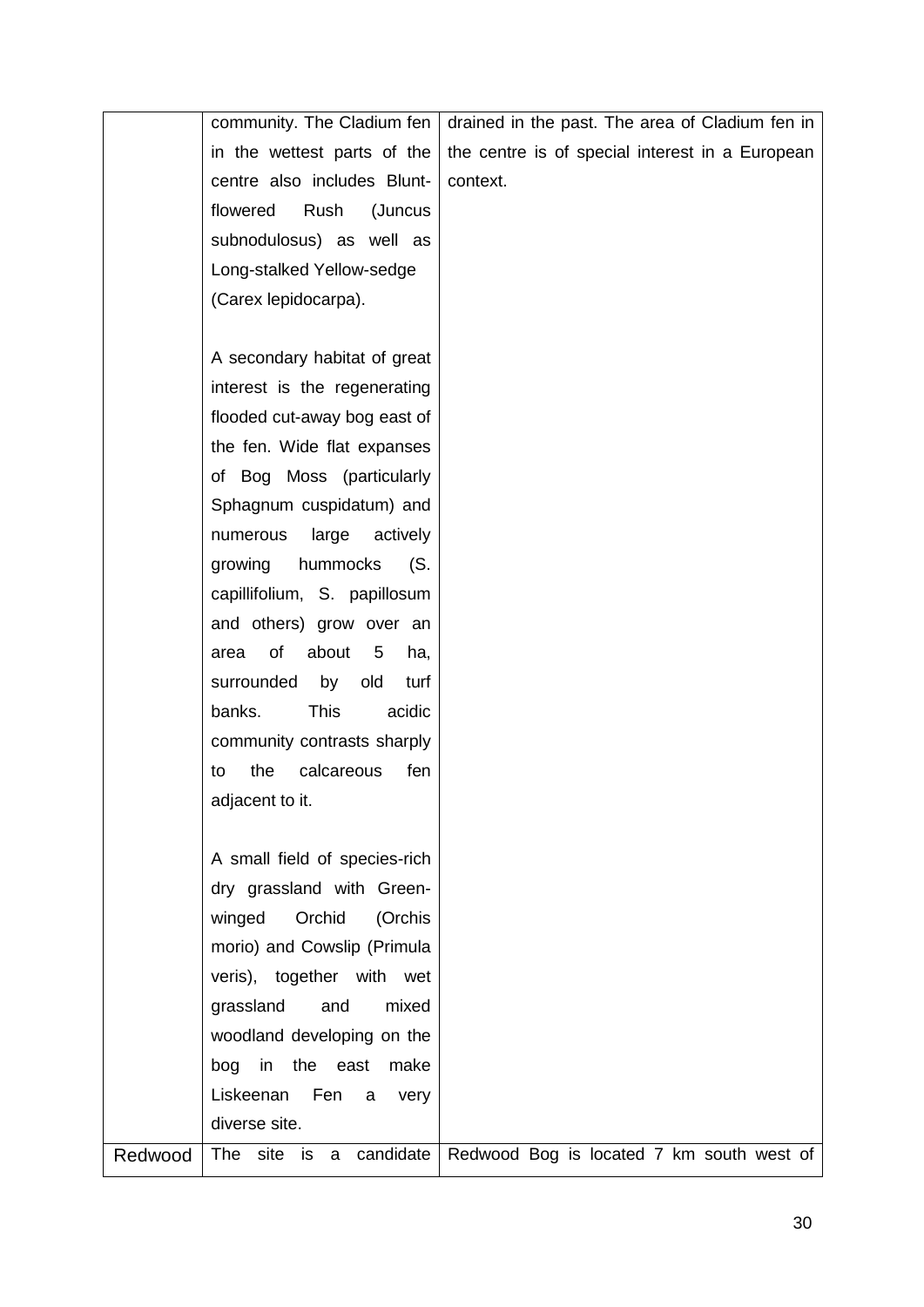| | | |
|---|---|---|
| | community. The Cladium fen in the wettest parts of the centre also includes Blunt-flowered Rush (Juncus subnodulosus) as well as Long-stalked Yellow-sedge (Carex lepidocarpa).<br><br>A secondary habitat of great interest is the regenerating flooded cut-away bog east of the fen. Wide flat expanses of Bog Moss (particularly Sphagnum cuspidatum) and numerous large actively growing hummocks (S. capillifolium, S. papillosum and others) grow over an area of about 5 ha, surrounded by old turf banks. This acidic community contrasts sharply to the calcareous fen adjacent to it.<br><br>A small field of species-rich dry grassland with Green-winged Orchid (Orchis morio) and Cowslip (Primula veris), together with wet grassland and mixed woodland developing on the bog in the east make Liskeenan Fen a very diverse site. | drained in the past. The area of Cladium fen in the centre is of special interest in a European context. |
| Redwood | The site is a candidate | Redwood Bog is located 7 km south west of |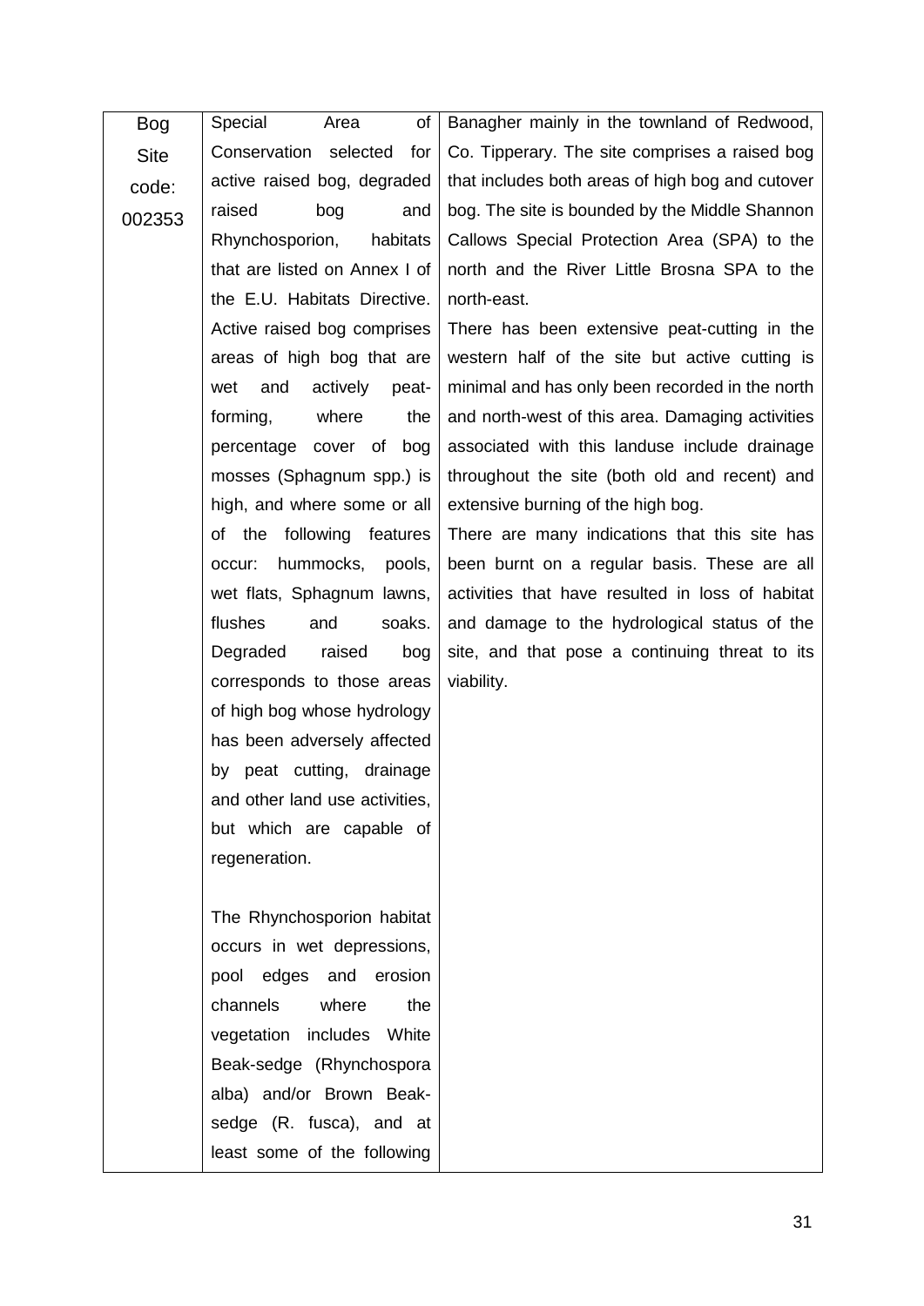| Bog Site code: 002353 | Special Area of Conservation selected for active raised bog, degraded raised bog and Rhynchosporion, habitats that are listed on Annex I of the E.U. Habitats Directive. Active raised bog comprises areas of high bog that are wet and actively peat-forming, where the percentage cover of bog mosses (Sphagnum spp.) is high, and where some or all of the following features occur: hummocks, pools, wet flats, Sphagnum lawns, flushes and soaks. Degraded raised bog corresponds to those areas of high bog whose hydrology has been adversely affected by peat cutting, drainage and other land use activities, but which are capable of regeneration.<br><br>The Rhynchosporion habitat occurs in wet depressions, pool edges and erosion channels where the vegetation includes White Beak-sedge (Rhynchospora alba) and/or Brown Beak-sedge (R. fusca), and at least some of the following | Banagher mainly in the townland of Redwood, Co. Tipperary. The site comprises a raised bog that includes both areas of high bog and cutover bog. The site is bounded by the Middle Shannon Callows Special Protection Area (SPA) to the north and the River Little Brosna SPA to the north-east.<br>There has been extensive peat-cutting in the western half of the site but active cutting is minimal and has only been recorded in the north and north-west of this area. Damaging activities associated with this landuse include drainage throughout the site (both old and recent) and extensive burning of the high bog.<br>There are many indications that this site has been burnt on a regular basis. These are all activities that have resulted in loss of habitat and damage to the hydrological status of the site, and that pose a continuing threat to its viability. |
|---|---|---|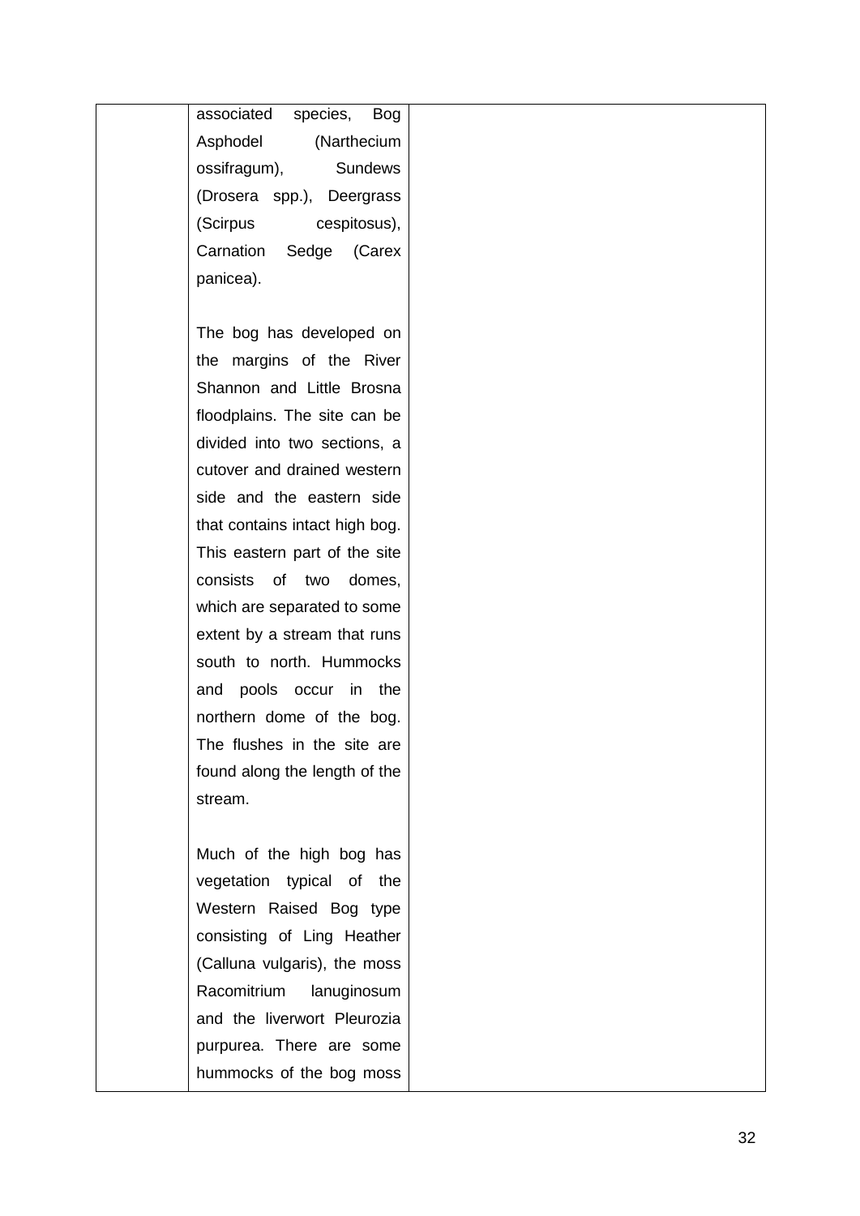|  |  |  |
|---|---|---|
|  | associated species, Bog Asphodel (Narthecium ossifragum), Sundews (Drosera spp.), Deergrass (Scirpus cespitosus), Carnation Sedge (Carex panicea).<br><br>The bog has developed on the margins of the River Shannon and Little Brosna floodplains. The site can be divided into two sections, a cutover and drained western side and the eastern side that contains intact high bog. This eastern part of the site consists of two domes, which are separated to some extent by a stream that runs south to north. Hummocks and pools occur in the northern dome of the bog. The flushes in the site are found along the length of the stream.<br><br>Much of the high bog has vegetation typical of the Western Raised Bog type consisting of Ling Heather (Calluna vulgaris), the moss Racomitrium lanuginosum and the liverwort Pleurozia purpurea. There are some hummocks of the bog moss |  |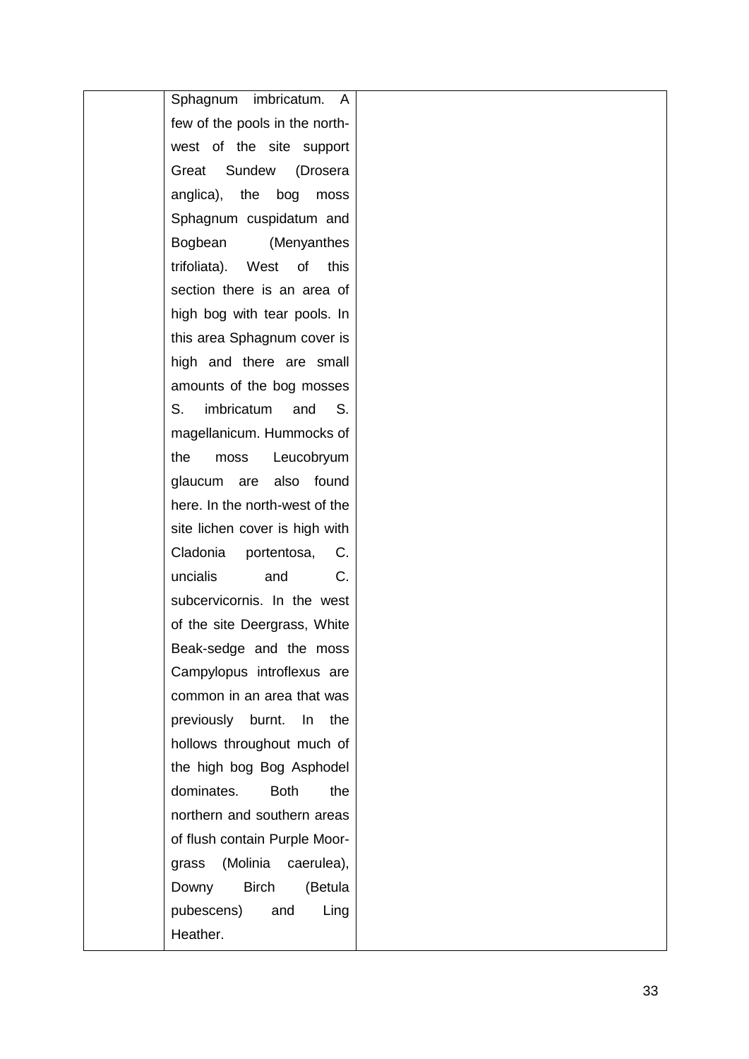|  | Sphagnum imbricatum. A few of the pools in the north-west of the site support Great Sundew (Drosera anglica), the bog moss Sphagnum cuspidatum and Bogbean (Menyanthes trifoliata). West of this section there is an area of high bog with tear pools. In this area Sphagnum cover is high and there are small amounts of the bog mosses S. imbricatum and S. magellanicum. Hummocks of the moss Leucobryum glaucum are also found here. In the north-west of the site lichen cover is high with Cladonia portentosa, C. uncialis and C. subcervicornis. In the west of the site Deergrass, White Beak-sedge and the moss Campylopus introflexus are common in an area that was previously burnt. In the hollows throughout much of the high bog Bog Asphodel dominates. Both the northern and southern areas of flush contain Purple Moor-grass (Molinia caerulea), Downy Birch (Betula pubescens) and Ling Heather. |  |
|---|---|---|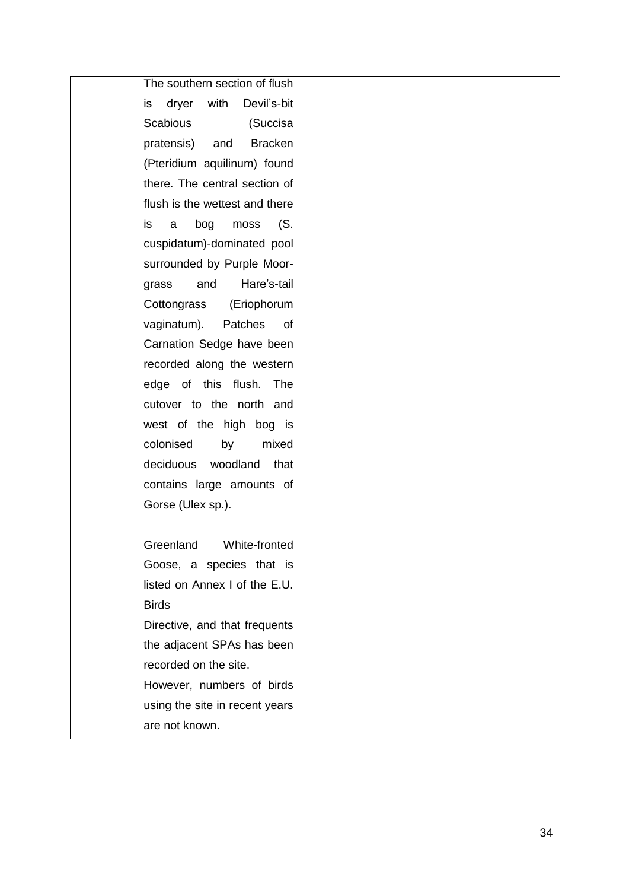| | | |
|---|---|---|
| | The southern section of flush is dryer with Devil's-bit Scabious (Succisa pratensis) and Bracken (Pteridium aquilinum) found there. The central section of flush is the wettest and there is a bog moss (S. cuspidatum)-dominated pool surrounded by Purple Moor-grass and Hare's-tail Cottongrass (Eriophorum vaginatum). Patches of Carnation Sedge have been recorded along the western edge of this flush. The cutover to the north and west of the high bog is colonised by mixed deciduous woodland that contains large amounts of Gorse (Ulex sp.).<br><br>Greenland White-fronted Goose, a species that is listed on Annex I of the E.U. Birds Directive, and that frequents the adjacent SPAs has been recorded on the site. However, numbers of birds using the site in recent years are not known. | |